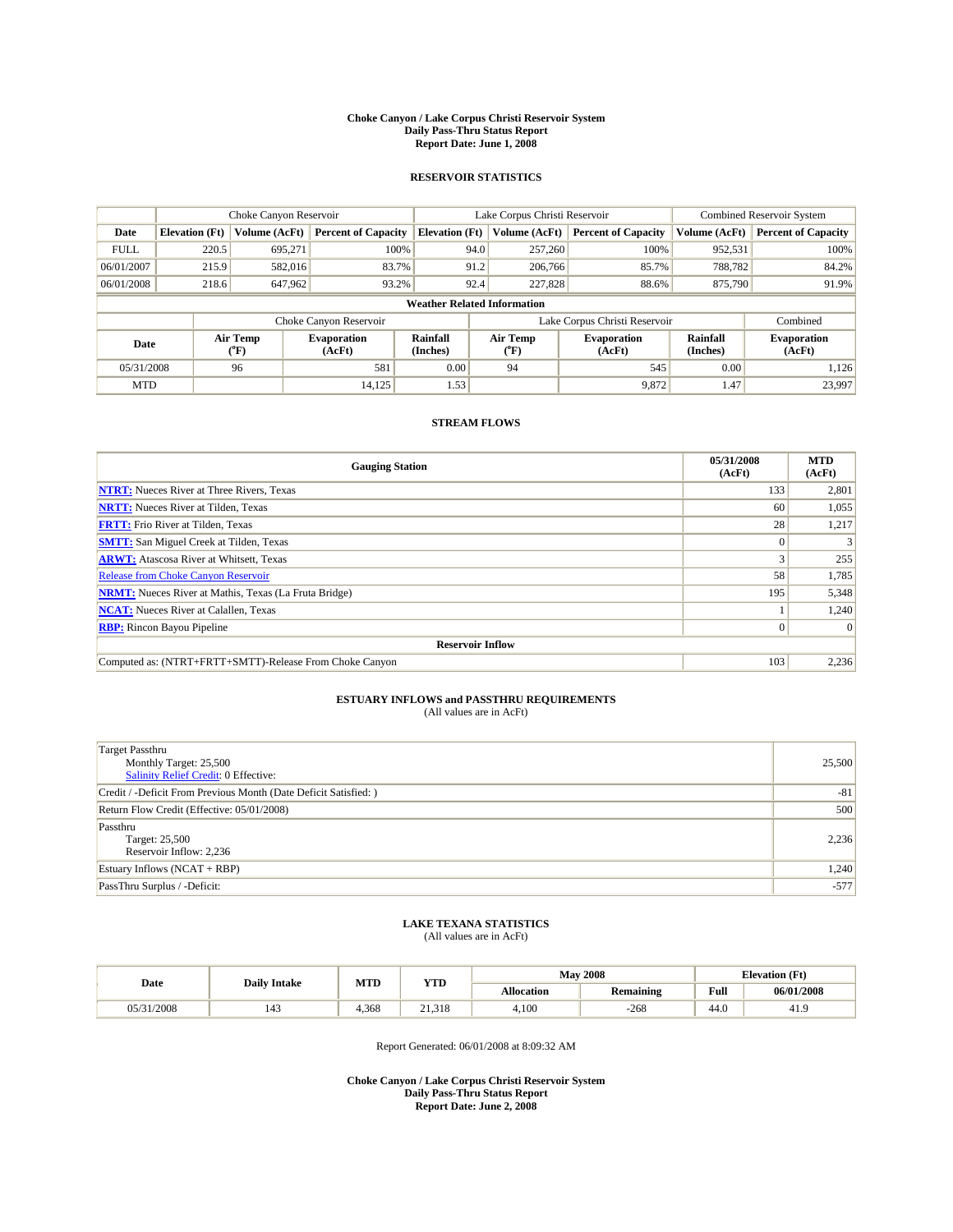**Choke Canyon / Lake Corpus Christi Reservoir System**
**Daily Pass-Thru Status Report**
**Report Date: June 1, 2008**

## RESERVOIR STATISTICS

| | Choke Canyon Reservoir | | | Lake Corpus Christi Reservoir | | | Combined Reservoir System | |
|---|---|---|---|---|---|---|---|---|
| **Date** | **Elevation (Ft)** | **Volume (AcFt)** | **Percent of Capacity** | **Elevation (Ft)** | **Volume (AcFt)** | **Percent of Capacity** | **Volume (AcFt)** | **Percent of Capacity** |
| FULL | 220.5 | 695,271 | 100% | 94.0 | 257,260 | 100% | 952,531 | 100% |
| 06/01/2007 | 215.9 | 582,016 | 83.7% | 91.2 | 206,766 | 85.7% | 788,782 | 84.2% |
| 06/01/2008 | 218.6 | 647,962 | 93.2% | 92.4 | 227,828 | 88.6% | 875,790 | 91.9% |

**Weather Related Information**

| | Choke Canyon Reservoir | | | Lake Corpus Christi Reservoir | | | Combined |
|---|---|---|---|---|---|---|---|
| **Date** | **Air Temp (°F)** | **Evaporation (AcFt)** | **Rainfall (Inches)** | **Air Temp (°F)** | **Evaporation (AcFt)** | **Rainfall (Inches)** | **Evaporation (AcFt)** |
| 05/31/2008 | 96 | 581 | 0.00 | 94 | 545 | 0.00 | 1,126 |
| MTD | | 14,125 | 1.53 | | 9,872 | 1.47 | 23,997 |

## STREAM FLOWS

| Gauging Station | 05/31/2008 (AcFt) | MTD (AcFt) |
|---|---|---|
| **NTRT:** Nueces River at Three Rivers, Texas | 133 | 2,801 |
| **NRTT:** Nueces River at Tilden, Texas | 60 | 1,055 |
| **FRTT:** Frio River at Tilden, Texas | 28 | 1,217 |
| **SMTT:** San Miguel Creek at Tilden, Texas | 0 | 3 |
| **ARWT:** Atascosa River at Whitsett, Texas | 3 | 255 |
| Release from Choke Canyon Reservoir | 58 | 1,785 |
| **NRMT:** Nueces River at Mathis, Texas (La Fruta Bridge) | 195 | 5,348 |
| **NCAT:** Nueces River at Calallen, Texas | 1 | 1,240 |
| **RBP:** Rincon Bayou Pipeline | 0 | 0 |
| **Reservoir Inflow** | | |
| Computed as: (NTRT+FRTT+SMTT)-Release From Choke Canyon | 103 | 2,236 |

## ESTUARY INFLOWS and PASSTHRU REQUIREMENTS

(All values are in AcFt)

| | |
|---|---|
| Target Passthru<br>Monthly Target: 25,500<br>Salinity Relief Credit: 0 Effective: | 25,500 |
| Credit / -Deficit From Previous Month (Date Deficit Satisfied: ) | -81 |
| Return Flow Credit (Effective: 05/01/2008) | 500 |
| Passthru<br>Target: 25,500<br>Reservoir Inflow: 2,236 | 2,236 |
| Estuary Inflows (NCAT + RBP) | 1,240 |
| PassThru Surplus / -Deficit: | -577 |

## LAKE TEXANA STATISTICS

(All values are in AcFt)

| Date | Daily Intake | MTD | YTD | May 2008 | | Elevation (Ft) | |
|---|---|---|---|---|---|---|---|
| | | | | **Allocation** | **Remaining** | **Full** | **06/01/2008** |
| 05/31/2008 | 143 | 4,368 | 21,318 | 4,100 | -268 | 44.0 | 41.9 |

Report Generated: 06/01/2008 at 8:09:32 AM

**Choke Canyon / Lake Corpus Christi Reservoir System**
**Daily Pass-Thru Status Report**
**Report Date: June 2, 2008**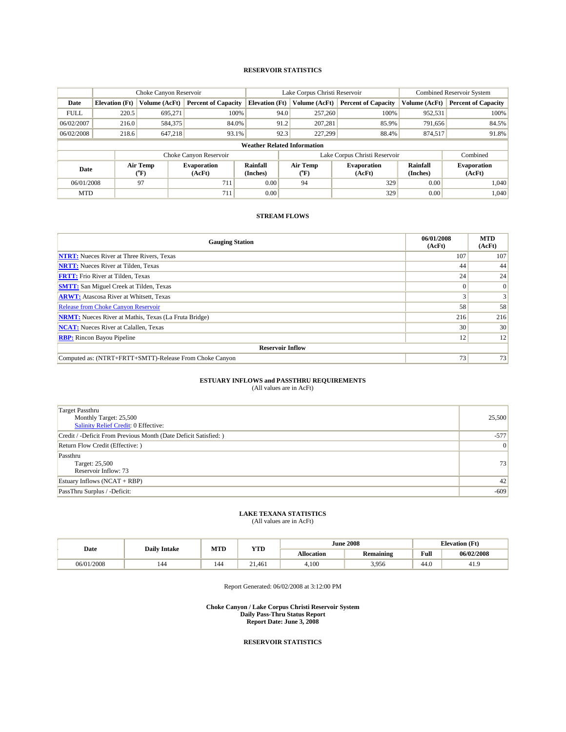## RESERVOIR STATISTICS

| | Choke Canyon Reservoir | | | Lake Corpus Christi Reservoir | | | Combined Reservoir System | |
|---|---|---|---|---|---|---|---|---|
| Date | Elevation (Ft) | Volume (AcFt) | Percent of Capacity | Elevation (Ft) | Volume (AcFt) | Percent of Capacity | Volume (AcFt) | Percent of Capacity |
| FULL | 220.5 | 695,271 | 100% | 94.0 | 257,260 | 100% | 952,531 | 100% |
| 06/02/2007 | 216.0 | 584,375 | 84.0% | 91.2 | 207,281 | 85.9% | 791,656 | 84.5% |
| 06/02/2008 | 218.6 | 647,218 | 93.1% | 92.3 | 227,299 | 88.4% | 874,517 | 91.8% |

**Weather Related Information**

| | Choke Canyon Reservoir | | | Lake Corpus Christi Reservoir | | | Combined |
|---|---|---|---|---|---|---|---|
| Date | Air Temp (°F) | Evaporation (AcFt) | Rainfall (Inches) | Air Temp (°F) | Evaporation (AcFt) | Rainfall (Inches) | Evaporation (AcFt) |
| 06/01/2008 | 97 | 711 | 0.00 | 94 | 329 | 0.00 | 1,040 |
| MTD | | 711 | 0.00 | | 329 | 0.00 | 1,040 |

## STREAM FLOWS

| Gauging Station | 06/01/2008 (AcFt) | MTD (AcFt) |
|---|---|---|
| **NTRT:** Nueces River at Three Rivers, Texas | 107 | 107 |
| **NRTT:** Nueces River at Tilden, Texas | 44 | 44 |
| **FRTT:** Frio River at Tilden, Texas | 24 | 24 |
| **SMTT:** San Miguel Creek at Tilden, Texas | 0 | 0 |
| **ARWT:** Atascosa River at Whitsett, Texas | 3 | 3 |
| Release from Choke Canyon Reservoir | 58 | 58 |
| **NRMT:** Nueces River at Mathis, Texas (La Fruta Bridge) | 216 | 216 |
| **NCAT:** Nueces River at Calallen, Texas | 30 | 30 |
| **RBP:** Rincon Bayou Pipeline | 12 | 12 |
| **Reservoir Inflow** | | |
| Computed as: (NTRT+FRTT+SMTT)-Release From Choke Canyon | 73 | 73 |

## ESTUARY INFLOWS and PASSTHRU REQUIREMENTS
(All values are in AcFt)

| | |
|---|---|
| Target Passthru<br>Monthly Target: 25,500<br>Salinity Relief Credit: 0 Effective: | 25,500 |
| Credit / -Deficit From Previous Month (Date Deficit Satisfied: ) | -577 |
| Return Flow Credit (Effective: ) | 0 |
| Passthru<br>Target: 25,500<br>Reservoir Inflow: 73 | 73 |
| Estuary Inflows (NCAT + RBP) | 42 |
| PassThru Surplus / -Deficit: | -609 |

## LAKE TEXANA STATISTICS
(All values are in AcFt)

| Date | Daily Intake | MTD | YTD | June 2008 | | Elevation (Ft) | |
|---|---|---|---|---|---|---|---|
| | | | | Allocation | Remaining | Full | 06/02/2008 |
| 06/01/2008 | 144 | 144 | 21,461 | 4,100 | 3,956 | 44.0 | 41.9 |

Report Generated: 06/02/2008 at 3:12:00 PM

**Choke Canyon / Lake Corpus Christi Reservoir System**
**Daily Pass-Thru Status Report**
**Report Date: June 3, 2008**

## RESERVOIR STATISTICS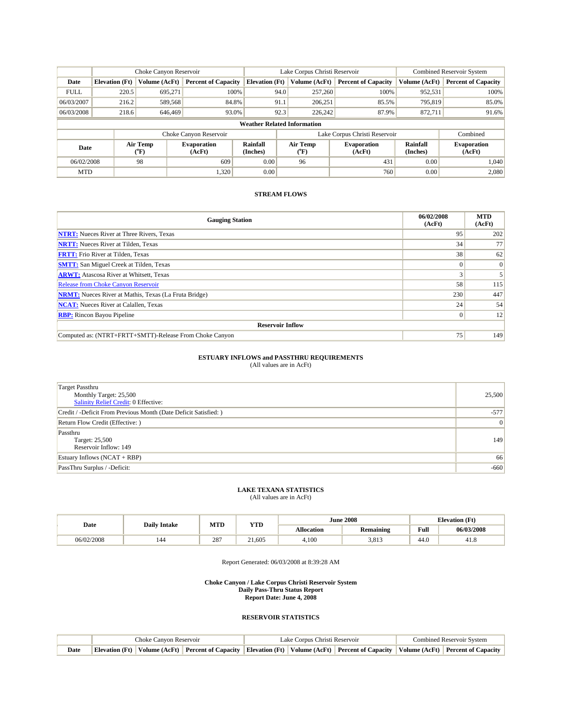| | Choke Canyon Reservoir | | | Lake Corpus Christi Reservoir | | | Combined Reservoir System | |
|---|---|---|---|---|---|---|---|---|
| Date | Elevation (Ft) | Volume (AcFt) | Percent of Capacity | Elevation (Ft) | Volume (AcFt) | Percent of Capacity | Volume (AcFt) | Percent of Capacity |
| FULL | 220.5 | 695,271 | 100% | 94.0 | 257,260 | 100% | 952,531 | 100% |
| 06/03/2007 | 216.2 | 589,568 | 84.8% | 91.1 | 206,251 | 85.5% | 795,819 | 85.0% |
| 06/03/2008 | 218.6 | 646,469 | 93.0% | 92.3 | 226,242 | 87.9% | 872,711 | 91.6% |

**Weather Related Information**

| | Choke Canyon Reservoir | | | Lake Corpus Christi Reservoir | | | Combined |
|---|---|---|---|---|---|---|---|
| Date | Air Temp (°F) | Evaporation (AcFt) | Rainfall (Inches) | Air Temp (°F) | Evaporation (AcFt) | Rainfall (Inches) | Evaporation (AcFt) |
| 06/02/2008 | 98 | 609 | 0.00 | 96 | 431 | 0.00 | 1,040 |
| MTD | | 1,320 | 0.00 | | 760 | 0.00 | 2,080 |

## STREAM FLOWS

| Gauging Station | 06/02/2008 (AcFt) | MTD (AcFt) |
|---|---|---|
| NTRT: Nueces River at Three Rivers, Texas | 95 | 202 |
| NRTT: Nueces River at Tilden, Texas | 34 | 77 |
| FRTT: Frio River at Tilden, Texas | 38 | 62 |
| SMTT: San Miguel Creek at Tilden, Texas | 0 | 0 |
| ARWT: Atascosa River at Whitsett, Texas | 3 | 5 |
| Release from Choke Canyon Reservoir | 58 | 115 |
| NRMT: Nueces River at Mathis, Texas (La Fruta Bridge) | 230 | 447 |
| NCAT: Nueces River at Calallen, Texas | 24 | 54 |
| RBP: Rincon Bayou Pipeline | 0 | 12 |
| **Reservoir Inflow** | | |
| Computed as: (NTRT+FRTT+SMTT)-Release From Choke Canyon | 75 | 149 |

## ESTUARY INFLOWS and PASSTHRU REQUIREMENTS

(All values are in AcFt)

| | |
|---|---|
| Target Passthru<br>Monthly Target: 25,500<br>Salinity Relief Credit: 0 Effective: | 25,500 |
| Credit / -Deficit From Previous Month (Date Deficit Satisfied: ) | -577 |
| Return Flow Credit (Effective: ) | 0 |
| Passthru<br>Target: 25,500<br>Reservoir Inflow: 149 | 149 |
| Estuary Inflows (NCAT + RBP) | 66 |
| PassThru Surplus / -Deficit: | -660 |

## LAKE TEXANA STATISTICS

(All values are in AcFt)

| Date | Daily Intake | MTD | YTD | June 2008 | | Elevation (Ft) | |
|---|---|---|---|---|---|---|---|
| | | | | Allocation | Remaining | Full | 06/03/2008 |
| 06/02/2008 | 144 | 287 | 21,605 | 4,100 | 3,813 | 44.0 | 41.8 |

Report Generated: 06/03/2008 at 8:39:28 AM

**Choke Canyon / Lake Corpus Christi Reservoir System**
**Daily Pass-Thru Status Report**
**Report Date: June 4, 2008**

## RESERVOIR STATISTICS

| | Choke Canyon Reservoir | | | Lake Corpus Christi Reservoir | | | Combined Reservoir System | |
|---|---|---|---|---|---|---|---|---|
| Date | Elevation (Ft) | Volume (AcFt) | Percent of Capacity | Elevation (Ft) | Volume (AcFt) | Percent of Capacity | Volume (AcFt) | Percent of Capacity |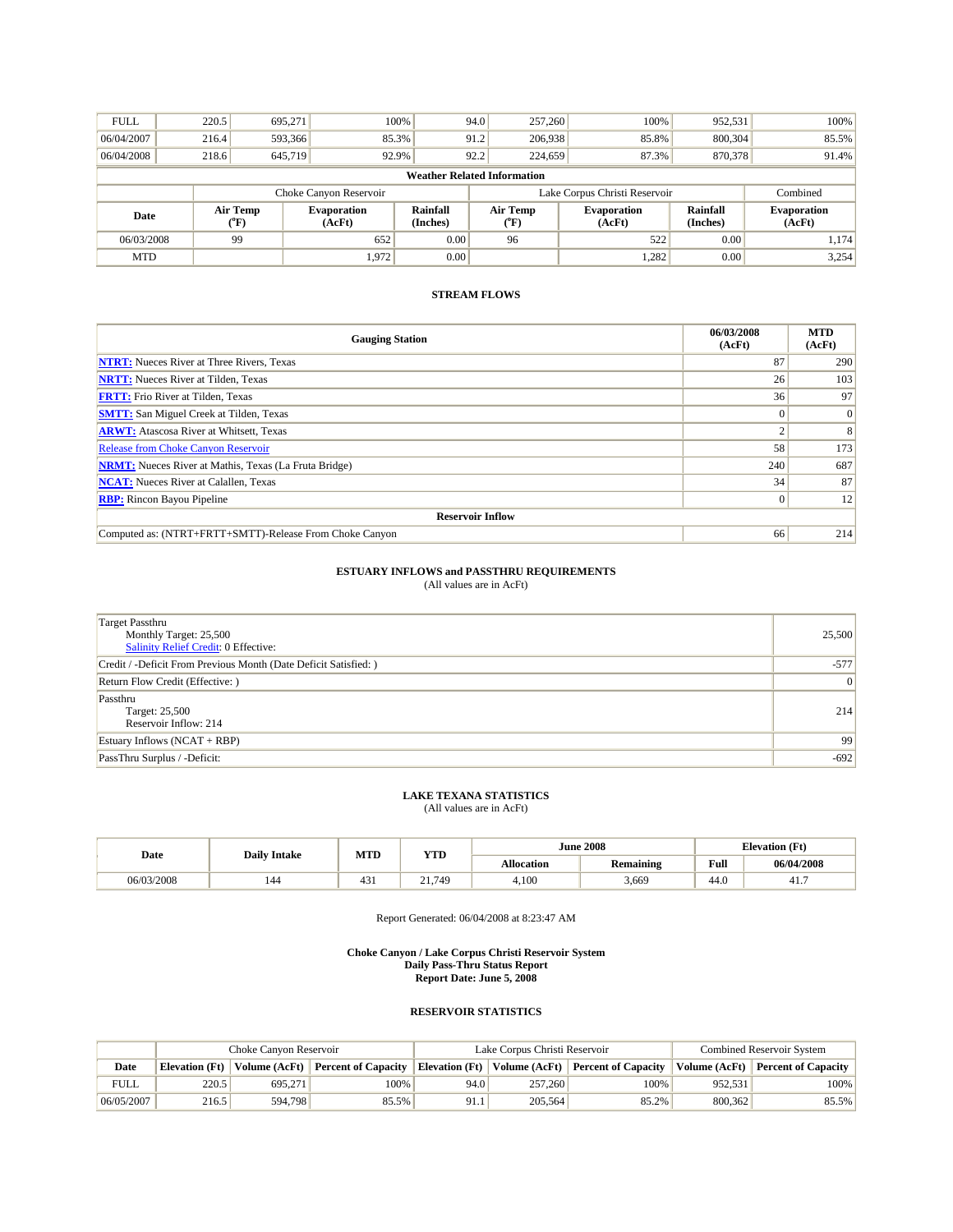| FULL | 220.5 | 695,271 | 100% | 94.0 | 257,260 | 100% | 952,531 | 100% |
|---|---|---|---|---|---|---|---|---|
| 06/04/2007 | 216.4 | 593,366 | 85.3% | 91.2 | 206,938 | 85.8% | 800,304 | 85.5% |
| 06/04/2008 | 218.6 | 645,719 | 92.9% | 92.2 | 224,659 | 87.3% | 870,378 | 91.4% |

**Weather Related Information**

| | Choke Canyon Reservoir | | | Lake Corpus Christi Reservoir | | | Combined |
|---|---|---|---|---|---|---|---|
| Date | Air Temp (°F) | Evaporation (AcFt) | Rainfall (Inches) | Air Temp (°F) | Evaporation (AcFt) | Rainfall (Inches) | Evaporation (AcFt) |
| 06/03/2008 | 99 | 652 | 0.00 | 96 | 522 | 0.00 | 1,174 |
| MTD | | 1,972 | 0.00 | | 1,282 | 0.00 | 3,254 |

### STREAM FLOWS

| Gauging Station | 06/03/2008 (AcFt) | MTD (AcFt) |
|---|---|---|
| **NTRT:** Nueces River at Three Rivers, Texas | 87 | 290 |
| **NRTT:** Nueces River at Tilden, Texas | 26 | 103 |
| **FRTT:** Frio River at Tilden, Texas | 36 | 97 |
| **SMTT:** San Miguel Creek at Tilden, Texas | 0 | 0 |
| **ARWT:** Atascosa River at Whitsett, Texas | 2 | 8 |
| Release from Choke Canyon Reservoir | 58 | 173 |
| **NRMT:** Nueces River at Mathis, Texas (La Fruta Bridge) | 240 | 687 |
| **NCAT:** Nueces River at Calallen, Texas | 34 | 87 |
| **RBP:** Rincon Bayou Pipeline | 0 | 12 |
| **Reservoir Inflow** | | |
| Computed as: (NTRT+FRTT+SMTT)-Release From Choke Canyon | 66 | 214 |

### ESTUARY INFLOWS and PASSTHRU REQUIREMENTS

(All values are in AcFt)

| | |
|---|---|
| Target Passthru<br>Monthly Target: 25,500<br>Salinity Relief Credit: 0 Effective: | 25,500 |
| Credit / -Deficit From Previous Month (Date Deficit Satisfied: ) | -577 |
| Return Flow Credit (Effective: ) | 0 |
| Passthru<br>Target: 25,500<br>Reservoir Inflow: 214 | 214 |
| Estuary Inflows (NCAT + RBP) | 99 |
| PassThru Surplus / -Deficit: | -692 |

### LAKE TEXANA STATISTICS

(All values are in AcFt)

| Date | Daily Intake | MTD | YTD | June 2008 | | Elevation (Ft) | |
|---|---|---|---|---|---|---|---|
| | | | | Allocation | Remaining | Full | 06/04/2008 |
| 06/03/2008 | 144 | 431 | 21,749 | 4,100 | 3,669 | 44.0 | 41.7 |

Report Generated: 06/04/2008 at 8:23:47 AM

**Choke Canyon / Lake Corpus Christi Reservoir System**
**Daily Pass-Thru Status Report**
**Report Date: June 5, 2008**

### RESERVOIR STATISTICS

| | Choke Canyon Reservoir | | | Lake Corpus Christi Reservoir | | | Combined Reservoir System | |
|---|---|---|---|---|---|---|---|---|
| Date | Elevation (Ft) | Volume (AcFt) | Percent of Capacity | Elevation (Ft) | Volume (AcFt) | Percent of Capacity | Volume (AcFt) | Percent of Capacity |
| FULL | 220.5 | 695,271 | 100% | 94.0 | 257,260 | 100% | 952,531 | 100% |
| 06/05/2007 | 216.5 | 594,798 | 85.5% | 91.1 | 205,564 | 85.2% | 800,362 | 85.5% |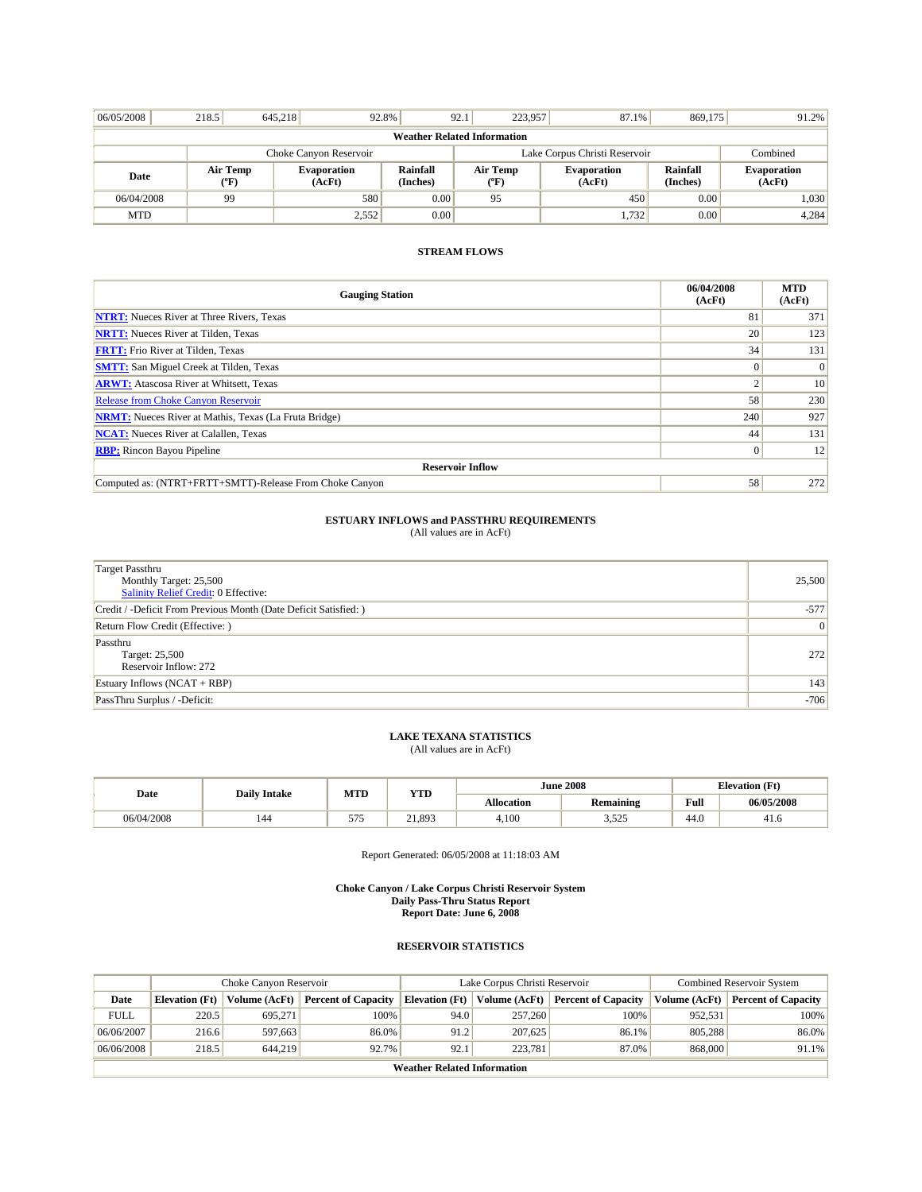| 06/05/2008 | 218.5 | 645,218 | 92.8% | 92.1 | 223,957 | 87.1% | 869,175 | 91.2% |
|---|---|---|---|---|---|---|---|---|

| Weather Related Information | | | | | | | |
|---|---|---|---|---|---|---|---|
| | Choke Canyon Reservoir | | | Lake Corpus Christi Reservoir | | | Combined |
| Date | Air Temp (ºF) | Evaporation (AcFt) | Rainfall (Inches) | Air Temp (ºF) | Evaporation (AcFt) | Rainfall (Inches) | Evaporation (AcFt) |
| 06/04/2008 | 99 | 580 | 0.00 | 95 | 450 | 0.00 | 1,030 |
| MTD | | 2,552 | 0.00 | | 1,732 | 0.00 | 4,284 |

**STREAM FLOWS**

| Gauging Station | 06/04/2008 (AcFt) | MTD (AcFt) |
|---|---|---|
| NTRT: Nueces River at Three Rivers, Texas | 81 | 371 |
| NRTT: Nueces River at Tilden, Texas | 20 | 123 |
| FRTT: Frio River at Tilden, Texas | 34 | 131 |
| SMTT: San Miguel Creek at Tilden, Texas | 0 | 0 |
| ARWT: Atascosa River at Whitsett, Texas | 2 | 10 |
| Release from Choke Canyon Reservoir | 58 | 230 |
| NRMT: Nueces River at Mathis, Texas (La Fruta Bridge) | 240 | 927 |
| NCAT: Nueces River at Calallen, Texas | 44 | 131 |
| RBP: Rincon Bayou Pipeline | 0 | 12 |
| **Reservoir Inflow** | | |
| Computed as: (NTRT+FRTT+SMTT)-Release From Choke Canyon | 58 | 272 |

**ESTUARY INFLOWS and PASSTHRU REQUIREMENTS**
(All values are in AcFt)

| | |
|---|---|
| Target Passthru<br>Monthly Target: 25,500<br>Salinity Relief Credit: 0 Effective: | 25,500 |
| Credit / -Deficit From Previous Month (Date Deficit Satisfied: ) | -577 |
| Return Flow Credit (Effective: ) | 0 |
| Passthru<br>Target: 25,500<br>Reservoir Inflow: 272 | 272 |
| Estuary Inflows (NCAT + RBP) | 143 |
| PassThru Surplus / -Deficit: | -706 |

**LAKE TEXANA STATISTICS**
(All values are in AcFt)

| Date | Daily Intake | MTD | YTD | June 2008 | | Elevation (Ft) | |
|---|---|---|---|---|---|---|---|
| | | | | Allocation | Remaining | Full | 06/05/2008 |
| 06/04/2008 | 144 | 575 | 21,893 | 4,100 | 3,525 | 44.0 | 41.6 |

Report Generated: 06/05/2008 at 11:18:03 AM

**Choke Canyon / Lake Corpus Christi Reservoir System**
**Daily Pass-Thru Status Report**
**Report Date: June 6, 2008**

**RESERVOIR STATISTICS**

| | Choke Canyon Reservoir | | | Lake Corpus Christi Reservoir | | | Combined Reservoir System | |
|---|---|---|---|---|---|---|---|---|
| Date | Elevation (Ft) | Volume (AcFt) | Percent of Capacity | Elevation (Ft) | Volume (AcFt) | Percent of Capacity | Volume (AcFt) | Percent of Capacity |
| FULL | 220.5 | 695,271 | 100% | 94.0 | 257,260 | 100% | 952,531 | 100% |
| 06/06/2007 | 216.6 | 597,663 | 86.0% | 91.2 | 207,625 | 86.1% | 805,288 | 86.0% |
| 06/06/2008 | 218.5 | 644,219 | 92.7% | 92.1 | 223,781 | 87.0% | 868,000 | 91.1% |

**Weather Related Information**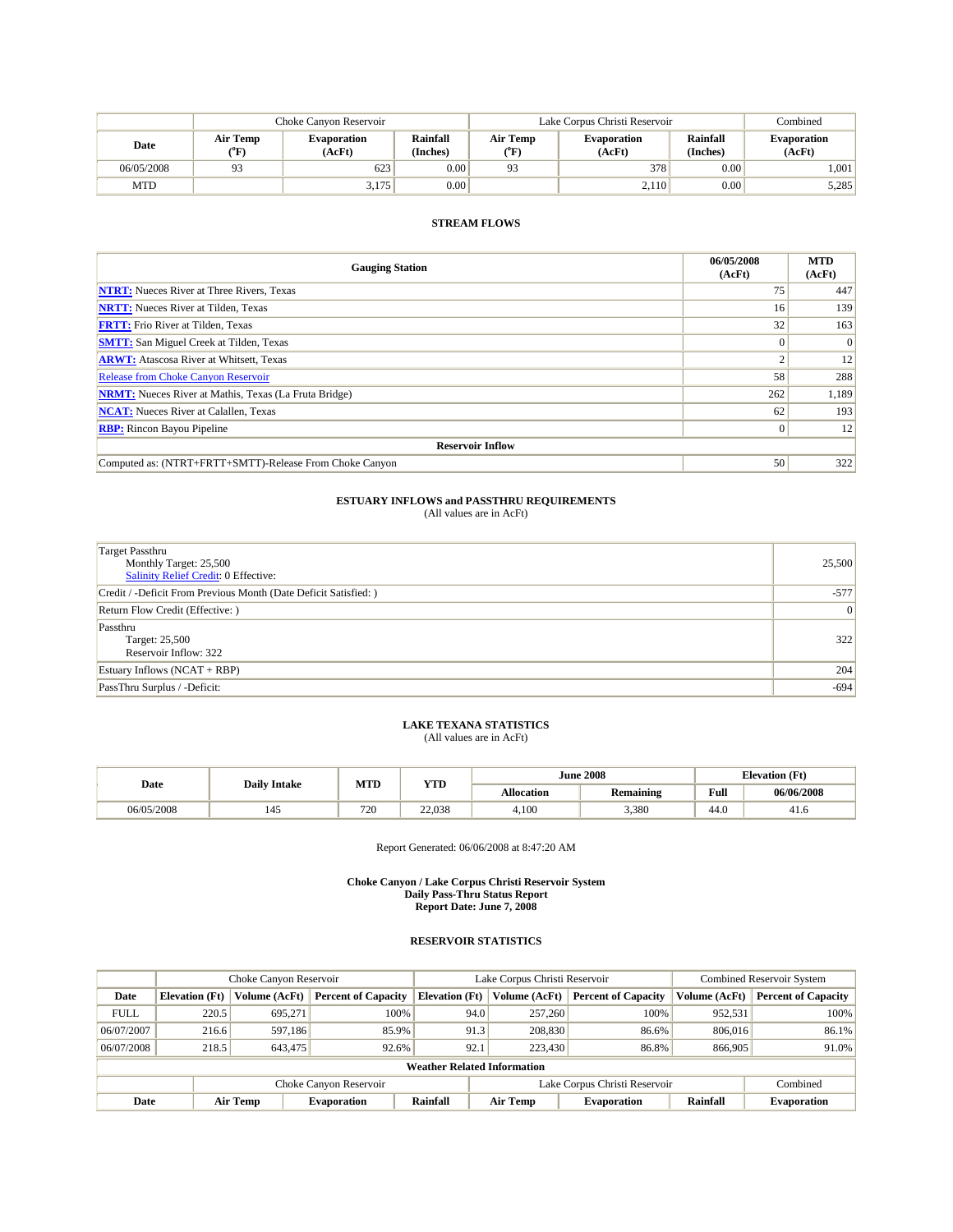| | Choke Canyon Reservoir | | | Lake Corpus Christi Reservoir | | | Combined |
|---|---|---|---|---|---|---|---|
| Date | Air Temp (°F) | Evaporation (AcFt) | Rainfall (Inches) | Air Temp (°F) | Evaporation (AcFt) | Rainfall (Inches) | Evaporation (AcFt) |
| 06/05/2008 | 93 | 623 | 0.00 | 93 | 378 | 0.00 | 1,001 |
| MTD | | 3,175 | 0.00 | | 2,110 | 0.00 | 5,285 |

### STREAM FLOWS

| Gauging Station | 06/05/2008 (AcFt) | MTD (AcFt) |
|---|---|---|
| **NTRT:** Nueces River at Three Rivers, Texas | 75 | 447 |
| **NRTT:** Nueces River at Tilden, Texas | 16 | 139 |
| **FRTT:** Frio River at Tilden, Texas | 32 | 163 |
| **SMTT:** San Miguel Creek at Tilden, Texas | 0 | 0 |
| **ARWT:** Atascosa River at Whitsett, Texas | 2 | 12 |
| Release from Choke Canyon Reservoir | 58 | 288 |
| **NRMT:** Nueces River at Mathis, Texas (La Fruta Bridge) | 262 | 1,189 |
| **NCAT:** Nueces River at Calallen, Texas | 62 | 193 |
| **RBP:** Rincon Bayou Pipeline | 0 | 12 |
| **Reservoir Inflow** | | |
| Computed as: (NTRT+FRTT+SMTT)-Release From Choke Canyon | 50 | 322 |

### ESTUARY INFLOWS and PASSTHRU REQUIREMENTS
(All values are in AcFt)

| | |
|---|---|
| Target Passthru<br>Monthly Target: 25,500<br>Salinity Relief Credit: 0 Effective: | 25,500 |
| Credit / -Deficit From Previous Month (Date Deficit Satisfied: ) | -577 |
| Return Flow Credit (Effective: ) | 0 |
| Passthru<br>Target: 25,500<br>Reservoir Inflow: 322 | 322 |
| Estuary Inflows (NCAT + RBP) | 204 |
| PassThru Surplus / -Deficit: | -694 |

### LAKE TEXANA STATISTICS
(All values are in AcFt)

| Date | Daily Intake | MTD | YTD | June 2008 | | Elevation (Ft) | |
|---|---|---|---|---|---|---|---|
| | | | | Allocation | Remaining | Full | 06/06/2008 |
| 06/05/2008 | 145 | 720 | 22,038 | 4,100 | 3,380 | 44.0 | 41.6 |

Report Generated: 06/06/2008 at 8:47:20 AM

**Choke Canyon / Lake Corpus Christi Reservoir System**
**Daily Pass-Thru Status Report**
**Report Date: June 7, 2008**

### RESERVOIR STATISTICS

| | Choke Canyon Reservoir | | | Lake Corpus Christi Reservoir | | | Combined Reservoir System | |
|---|---|---|---|---|---|---|---|---|
| Date | Elevation (Ft) | Volume (AcFt) | Percent of Capacity | Elevation (Ft) | Volume (AcFt) | Percent of Capacity | Volume (AcFt) | Percent of Capacity |
| FULL | 220.5 | 695,271 | 100% | 94.0 | 257,260 | 100% | 952,531 | 100% |
| 06/07/2007 | 216.6 | 597,186 | 85.9% | 91.3 | 208,830 | 86.6% | 806,016 | 86.1% |
| 06/07/2008 | 218.5 | 643,475 | 92.6% | 92.1 | 223,430 | 86.8% | 866,905 | 91.0% |

**Weather Related Information**

| | Choke Canyon Reservoir | | | Lake Corpus Christi Reservoir | | | Combined |
|---|---|---|---|---|---|---|---|
| Date | Air Temp | Evaporation | Rainfall | Air Temp | Evaporation | Rainfall | Evaporation |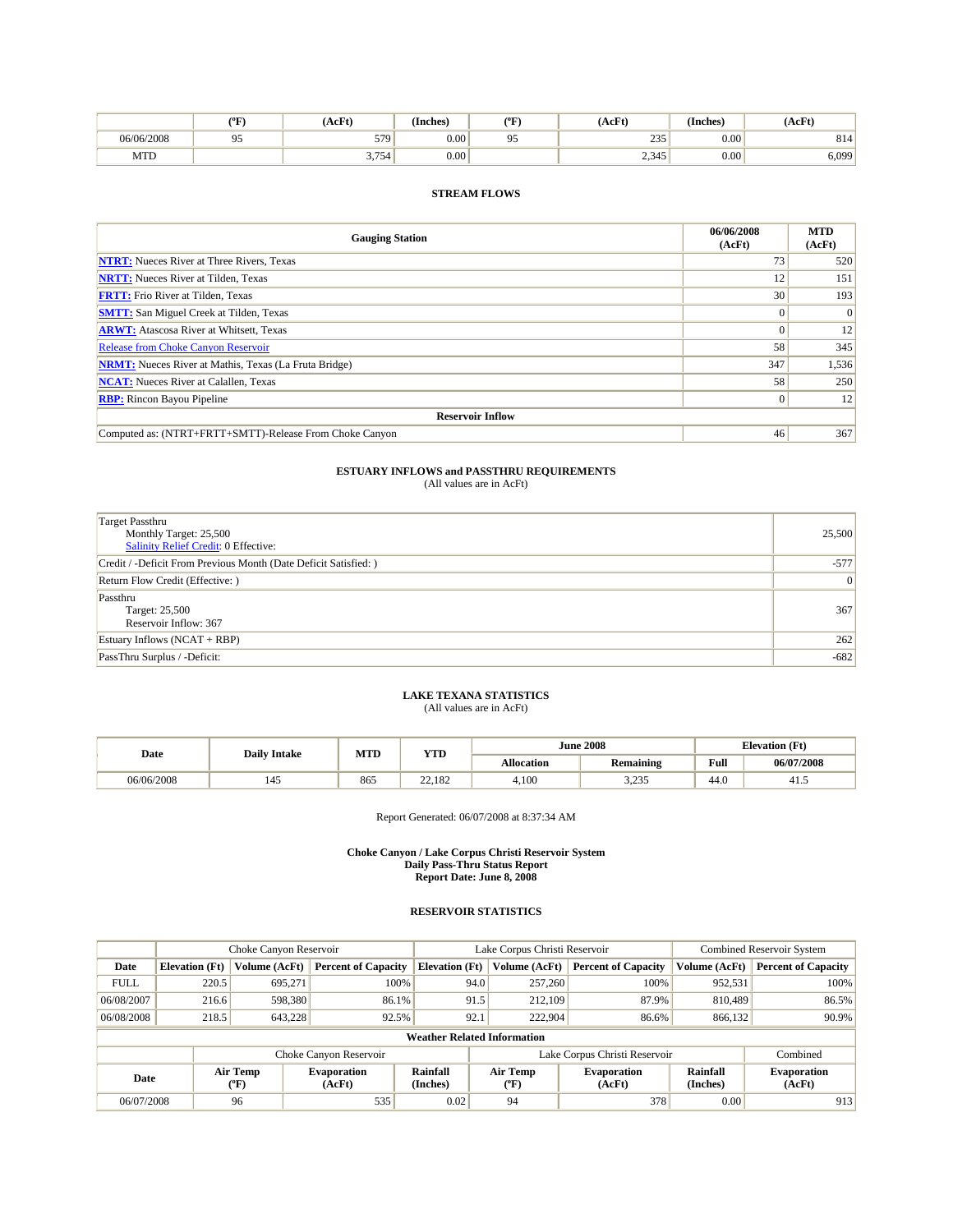| | (ºF) | (AcFt) | (Inches) | (ºF) | (AcFt) | (Inches) | (AcFt) |
|---|---|---|---|---|---|---|---|
| 06/06/2008 | 95 | 579 | 0.00 | 95 | 235 | 0.00 | 814 |
| MTD | | 3,754 | 0.00 | | 2,345 | 0.00 | 6,099 |

### STREAM FLOWS

| Gauging Station | 06/06/2008 (AcFt) | MTD (AcFt) |
|---|---|---|
| **NTRT:** Nueces River at Three Rivers, Texas | 73 | 520 |
| **NRTT:** Nueces River at Tilden, Texas | 12 | 151 |
| **FRTT:** Frio River at Tilden, Texas | 30 | 193 |
| **SMTT:** San Miguel Creek at Tilden, Texas | 0 | 0 |
| **ARWT:** Atascosa River at Whitsett, Texas | 0 | 12 |
| Release from Choke Canyon Reservoir | 58 | 345 |
| **NRMT:** Nueces River at Mathis, Texas (La Fruta Bridge) | 347 | 1,536 |
| **NCAT:** Nueces River at Calallen, Texas | 58 | 250 |
| **RBP:** Rincon Bayou Pipeline | 0 | 12 |
| **Reservoir Inflow** | | |
| Computed as: (NTRT+FRTT+SMTT)-Release From Choke Canyon | 46 | 367 |

### ESTUARY INFLOWS and PASSTHRU REQUIREMENTS
(All values are in AcFt)

| | |
|---|---|
| Target Passthru<br>Monthly Target: 25,500<br>Salinity Relief Credit: 0 Effective: | 25,500 |
| Credit / -Deficit From Previous Month (Date Deficit Satisfied: ) | -577 |
| Return Flow Credit (Effective: ) | 0 |
| Passthru<br>Target: 25,500<br>Reservoir Inflow: 367 | 367 |
| Estuary Inflows (NCAT + RBP) | 262 |
| PassThru Surplus / -Deficit: | -682 |

### LAKE TEXANA STATISTICS
(All values are in AcFt)

| Date | Daily Intake | MTD | YTD | June 2008 | | Elevation (Ft) | |
|---|---|---|---|---|---|---|---|
| | | | | Allocation | Remaining | Full | 06/07/2008 |
| 06/06/2008 | 145 | 865 | 22,182 | 4,100 | 3,235 | 44.0 | 41.5 |

Report Generated: 06/07/2008 at 8:37:34 AM

**Choke Canyon / Lake Corpus Christi Reservoir System**
**Daily Pass-Thru Status Report**
**Report Date: June 8, 2008**

### RESERVOIR STATISTICS

| | Choke Canyon Reservoir | | | Lake Corpus Christi Reservoir | | | Combined Reservoir System | |
|---|---|---|---|---|---|---|---|---|
| Date | Elevation (Ft) | Volume (AcFt) | Percent of Capacity | Elevation (Ft) | Volume (AcFt) | Percent of Capacity | Volume (AcFt) | Percent of Capacity |
| FULL | 220.5 | 695,271 | 100% | 94.0 | 257,260 | 100% | 952,531 | 100% |
| 06/08/2007 | 216.6 | 598,380 | 86.1% | 91.5 | 212,109 | 87.9% | 810,489 | 86.5% |
| 06/08/2008 | 218.5 | 643,228 | 92.5% | 92.1 | 222,904 | 86.6% | 866,132 | 90.9% |

**Weather Related Information**

| | Choke Canyon Reservoir | | | Lake Corpus Christi Reservoir | | | Combined |
|---|---|---|---|---|---|---|---|
| Date | Air Temp (ºF) | Evaporation (AcFt) | Rainfall (Inches) | Air Temp (ºF) | Evaporation (AcFt) | Rainfall (Inches) | Evaporation (AcFt) |
| 06/07/2008 | 96 | 535 | 0.02 | 94 | 378 | 0.00 | 913 |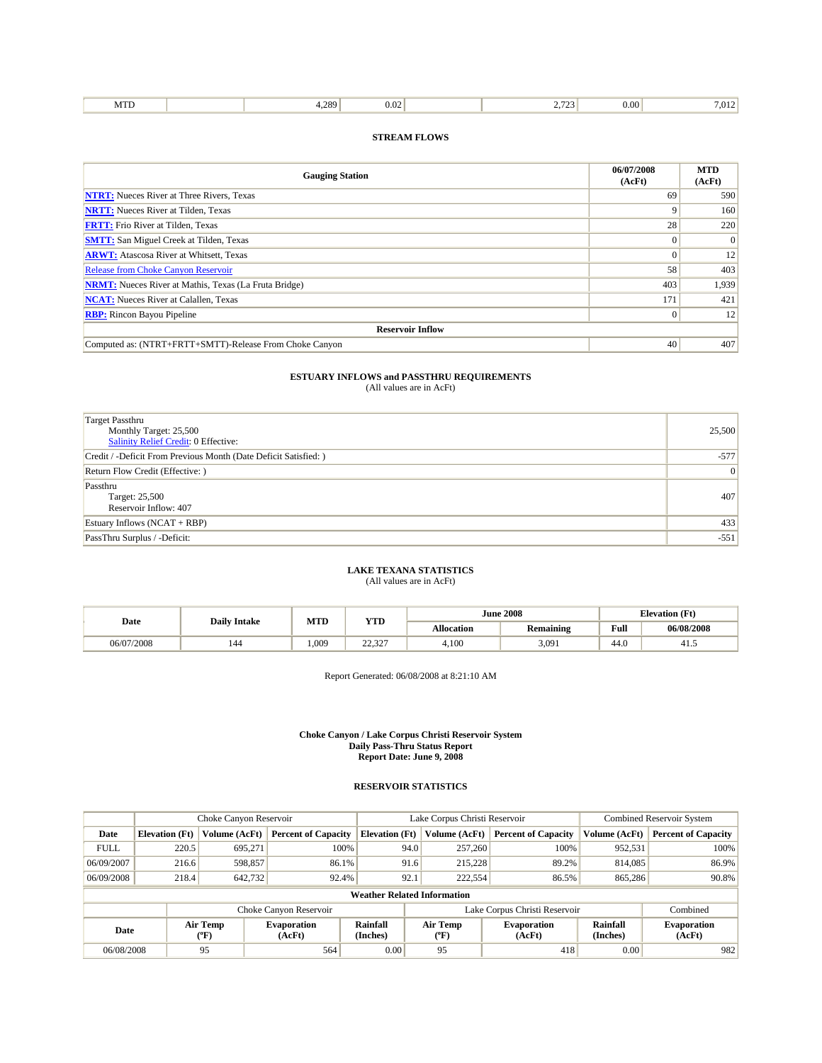| MTD | | 4,289 | 0.02 | | 2,723 | 0.00 | 7,012 |
|---|---|---|---|---|---|---|---|

### STREAM FLOWS

| Gauging Station | 06/07/2008 (AcFt) | MTD (AcFt) |
|---|---|---|
| **NTRT:** Nueces River at Three Rivers, Texas | 69 | 590 |
| **NRTT:** Nueces River at Tilden, Texas | 9 | 160 |
| **FRTT:** Frio River at Tilden, Texas | 28 | 220 |
| **SMTT:** San Miguel Creek at Tilden, Texas | 0 | 0 |
| **ARWT:** Atascosa River at Whitsett, Texas | 0 | 12 |
| Release from Choke Canyon Reservoir | 58 | 403 |
| **NRMT:** Nueces River at Mathis, Texas (La Fruta Bridge) | 403 | 1,939 |
| **NCAT:** Nueces River at Calallen, Texas | 171 | 421 |
| **RBP:** Rincon Bayou Pipeline | 0 | 12 |
| **Reservoir Inflow** | | |
| Computed as: (NTRT+FRTT+SMTT)-Release From Choke Canyon | 40 | 407 |

### ESTUARY INFLOWS and PASSTHRU REQUIREMENTS
(All values are in AcFt)

| | |
|---|---|
| Target Passthru<br>Monthly Target: 25,500<br>Salinity Relief Credit: 0 Effective: | 25,500 |
| Credit / -Deficit From Previous Month (Date Deficit Satisfied: ) | -577 |
| Return Flow Credit (Effective: ) | 0 |
| Passthru<br>Target: 25,500<br>Reservoir Inflow: 407 | 407 |
| Estuary Inflows (NCAT + RBP) | 433 |
| PassThru Surplus / -Deficit: | -551 |

### LAKE TEXANA STATISTICS
(All values are in AcFt)

| Date | Daily Intake | MTD | YTD | June 2008 | | Elevation (Ft) | |
|---|---|---|---|---|---|---|---|
| | | | | Allocation | Remaining | Full | 06/08/2008 |
| 06/07/2008 | 144 | 1,009 | 22,327 | 4,100 | 3,091 | 44.0 | 41.5 |

Report Generated: 06/08/2008 at 8:21:10 AM

**Choke Canyon / Lake Corpus Christi Reservoir System**
**Daily Pass-Thru Status Report**
**Report Date: June 9, 2008**

### RESERVOIR STATISTICS

| | Choke Canyon Reservoir | | | Lake Corpus Christi Reservoir | | | Combined Reservoir System | |
|---|---|---|---|---|---|---|---|---|
| Date | Elevation (Ft) | Volume (AcFt) | Percent of Capacity | Elevation (Ft) | Volume (AcFt) | Percent of Capacity | Volume (AcFt) | Percent of Capacity |
| FULL | 220.5 | 695,271 | 100% | 94.0 | 257,260 | 100% | 952,531 | 100% |
| 06/09/2007 | 216.6 | 598,857 | 86.1% | 91.6 | 215,228 | 89.2% | 814,085 | 86.9% |
| 06/09/2008 | 218.4 | 642,732 | 92.4% | 92.1 | 222,554 | 86.5% | 865,286 | 90.8% |

**Weather Related Information**

| | Choke Canyon Reservoir | | | Lake Corpus Christi Reservoir | | | Combined |
|---|---|---|---|---|---|---|---|
| Date | Air Temp (°F) | Evaporation (AcFt) | Rainfall (Inches) | Air Temp (°F) | Evaporation (AcFt) | Rainfall (Inches) | Evaporation (AcFt) |
| 06/08/2008 | 95 | 564 | 0.00 | 95 | 418 | 0.00 | 982 |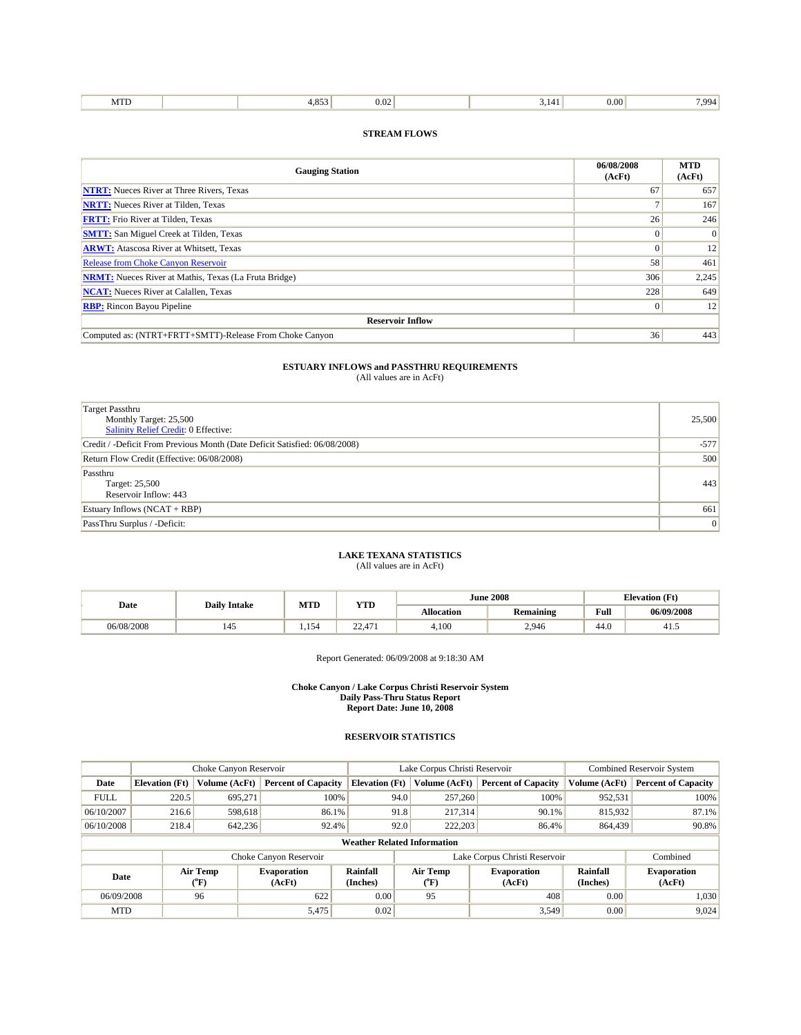| MTD | | 4,853 | 0.02 | | 3,141 | 0.00 | 7,994 |
|---|---|---|---|---|---|---|---|

### STREAM FLOWS

| Gauging Station | 06/08/2008 (AcFt) | MTD (AcFt) |
|---|---|---|
| **NTRT:** Nueces River at Three Rivers, Texas | 67 | 657 |
| **NRTT:** Nueces River at Tilden, Texas | 7 | 167 |
| **FRTT:** Frio River at Tilden, Texas | 26 | 246 |
| **SMTT:** San Miguel Creek at Tilden, Texas | 0 | 0 |
| **ARWT:** Atascosa River at Whitsett, Texas | 0 | 12 |
| Release from Choke Canyon Reservoir | 58 | 461 |
| **NRMT:** Nueces River at Mathis, Texas (La Fruta Bridge) | 306 | 2,245 |
| **NCAT:** Nueces River at Calallen, Texas | 228 | 649 |
| **RBP:** Rincon Bayou Pipeline | 0 | 12 |
| **Reservoir Inflow** | | |
| Computed as: (NTRT+FRTT+SMTT)-Release From Choke Canyon | 36 | 443 |

### ESTUARY INFLOWS and PASSTHRU REQUIREMENTS
(All values are in AcFt)

| | |
|---|---|
| Target Passthru<br>Monthly Target: 25,500<br>Salinity Relief Credit: 0 Effective: | 25,500 |
| Credit / -Deficit From Previous Month (Date Deficit Satisfied: 06/08/2008) | -577 |
| Return Flow Credit (Effective: 06/08/2008) | 500 |
| Passthru<br>Target: 25,500<br>Reservoir Inflow: 443 | 443 |
| Estuary Inflows (NCAT + RBP) | 661 |
| PassThru Surplus / -Deficit: | 0 |

### LAKE TEXANA STATISTICS
(All values are in AcFt)

| Date | Daily Intake | MTD | YTD | June 2008 | | Elevation (Ft) | |
|---|---|---|---|---|---|---|---|
| | | | | Allocation | Remaining | Full | 06/09/2008 |
| 06/08/2008 | 145 | 1,154 | 22,471 | 4,100 | 2,946 | 44.0 | 41.5 |

Report Generated: 06/09/2008 at 9:18:30 AM

**Choke Canyon / Lake Corpus Christi Reservoir System**
**Daily Pass-Thru Status Report**
**Report Date: June 10, 2008**

### RESERVOIR STATISTICS

| | Choke Canyon Reservoir | | | Lake Corpus Christi Reservoir | | | Combined Reservoir System | |
|---|---|---|---|---|---|---|---|---|
| Date | Elevation (Ft) | Volume (AcFt) | Percent of Capacity | Elevation (Ft) | Volume (AcFt) | Percent of Capacity | Volume (AcFt) | Percent of Capacity |
| FULL | 220.5 | 695,271 | 100% | 94.0 | 257,260 | 100% | 952,531 | 100% |
| 06/10/2007 | 216.6 | 598,618 | 86.1% | 91.8 | 217,314 | 90.1% | 815,932 | 87.1% |
| 06/10/2008 | 218.4 | 642,236 | 92.4% | 92.0 | 222,203 | 86.4% | 864,439 | 90.8% |

**Weather Related Information**

| | Choke Canyon Reservoir | | | Lake Corpus Christi Reservoir | | | Combined |
|---|---|---|---|---|---|---|---|
| Date | Air Temp (°F) | Evaporation (AcFt) | Rainfall (Inches) | Air Temp (°F) | Evaporation (AcFt) | Rainfall (Inches) | Evaporation (AcFt) |
| 06/09/2008 | 96 | 622 | 0.00 | 95 | 408 | 0.00 | 1,030 |
| MTD | | 5,475 | 0.02 | | 3,549 | 0.00 | 9,024 |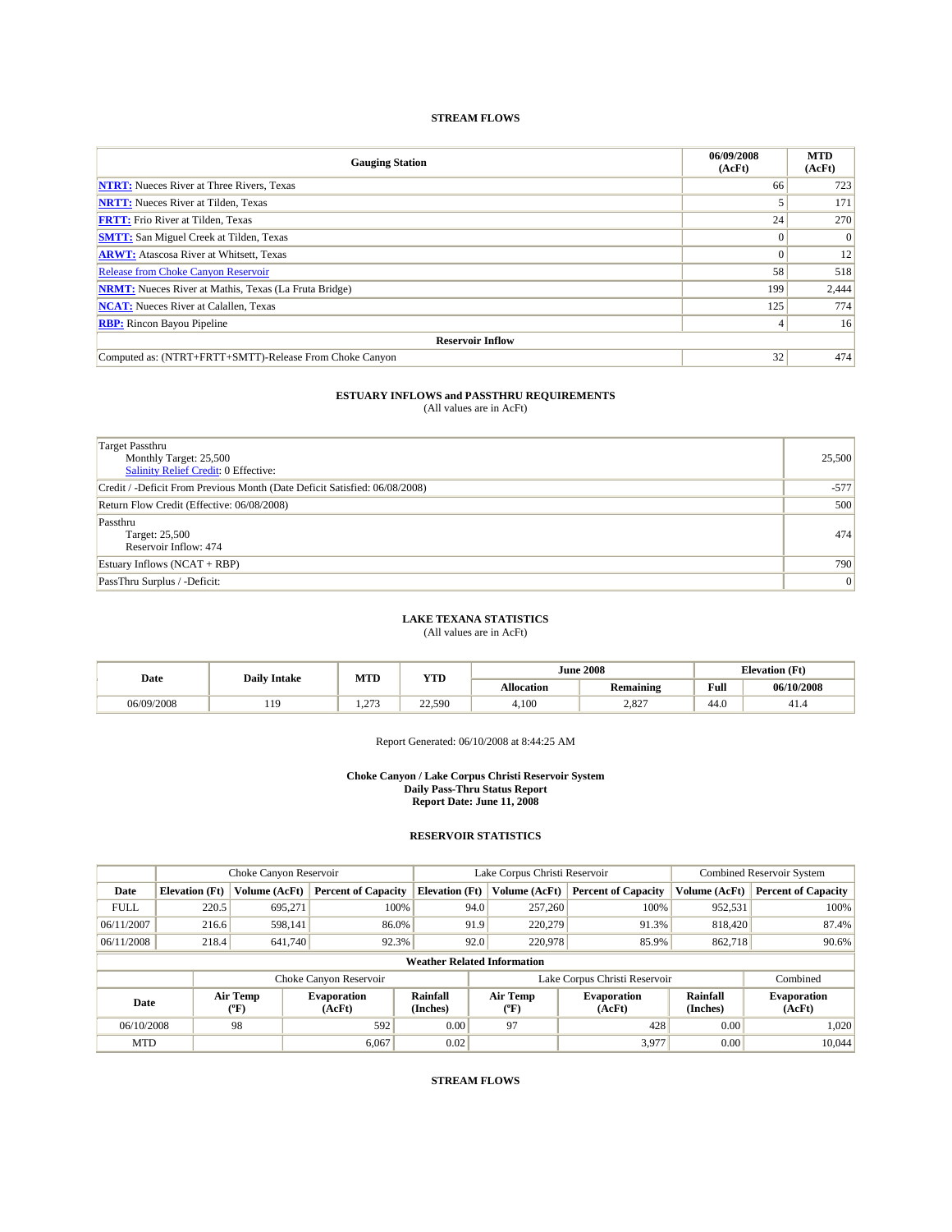## STREAM FLOWS

| Gauging Station | 06/09/2008 (AcFt) | MTD (AcFt) |
|---|---|---|
| **NTRT:** Nueces River at Three Rivers, Texas | 66 | 723 |
| **NRTT:** Nueces River at Tilden, Texas | 5 | 171 |
| **FRTT:** Frio River at Tilden, Texas | 24 | 270 |
| **SMTT:** San Miguel Creek at Tilden, Texas | 0 | 0 |
| **ARWT:** Atascosa River at Whitsett, Texas | 0 | 12 |
| Release from Choke Canyon Reservoir | 58 | 518 |
| **NRMT:** Nueces River at Mathis, Texas (La Fruta Bridge) | 199 | 2,444 |
| **NCAT:** Nueces River at Calallen, Texas | 125 | 774 |
| **RBP:** Rincon Bayou Pipeline | 4 | 16 |
| **Reservoir Inflow** | | |
| Computed as: (NTRT+FRTT+SMTT)-Release From Choke Canyon | 32 | 474 |

## ESTUARY INFLOWS and PASSTHRU REQUIREMENTS

(All values are in AcFt)

| | |
|---|---|
| Target Passthru<br>Monthly Target: 25,500<br>Salinity Relief Credit: 0 Effective: | 25,500 |
| Credit / -Deficit From Previous Month (Date Deficit Satisfied: 06/08/2008) | -577 |
| Return Flow Credit (Effective: 06/08/2008) | 500 |
| Passthru<br>Target: 25,500<br>Reservoir Inflow: 474 | 474 |
| Estuary Inflows (NCAT + RBP) | 790 |
| PassThru Surplus / -Deficit: | 0 |

## LAKE TEXANA STATISTICS

(All values are in AcFt)

| Date | Daily Intake | MTD | YTD | June 2008 | | Elevation (Ft) | |
|---|---|---|---|---|---|---|---|
| | | | | Allocation | Remaining | Full | 06/10/2008 |
| 06/09/2008 | 119 | 1,273 | 22,590 | 4,100 | 2,827 | 44.0 | 41.4 |

Report Generated: 06/10/2008 at 8:44:25 AM

**Choke Canyon / Lake Corpus Christi Reservoir System**
**Daily Pass-Thru Status Report**
**Report Date: June 11, 2008**

## RESERVOIR STATISTICS

| | Choke Canyon Reservoir | | | Lake Corpus Christi Reservoir | | | Combined Reservoir System | |
|---|---|---|---|---|---|---|---|---|
| Date | Elevation (Ft) | Volume (AcFt) | Percent of Capacity | Elevation (Ft) | Volume (AcFt) | Percent of Capacity | Volume (AcFt) | Percent of Capacity |
| FULL | 220.5 | 695,271 | 100% | 94.0 | 257,260 | 100% | 952,531 | 100% |
| 06/11/2007 | 216.6 | 598,141 | 86.0% | 91.9 | 220,279 | 91.3% | 818,420 | 87.4% |
| 06/11/2008 | 218.4 | 641,740 | 92.3% | 92.0 | 220,978 | 85.9% | 862,718 | 90.6% |

**Weather Related Information**

| | Choke Canyon Reservoir | | | Lake Corpus Christi Reservoir | | | Combined |
|---|---|---|---|---|---|---|---|
| Date | Air Temp (ºF) | Evaporation (AcFt) | Rainfall (Inches) | Air Temp (ºF) | Evaporation (AcFt) | Rainfall (Inches) | Evaporation (AcFt) |
| 06/10/2008 | 98 | 592 | 0.00 | 97 | 428 | 0.00 | 1,020 |
| MTD | | 6,067 | 0.02 | | 3,977 | 0.00 | 10,044 |

## STREAM FLOWS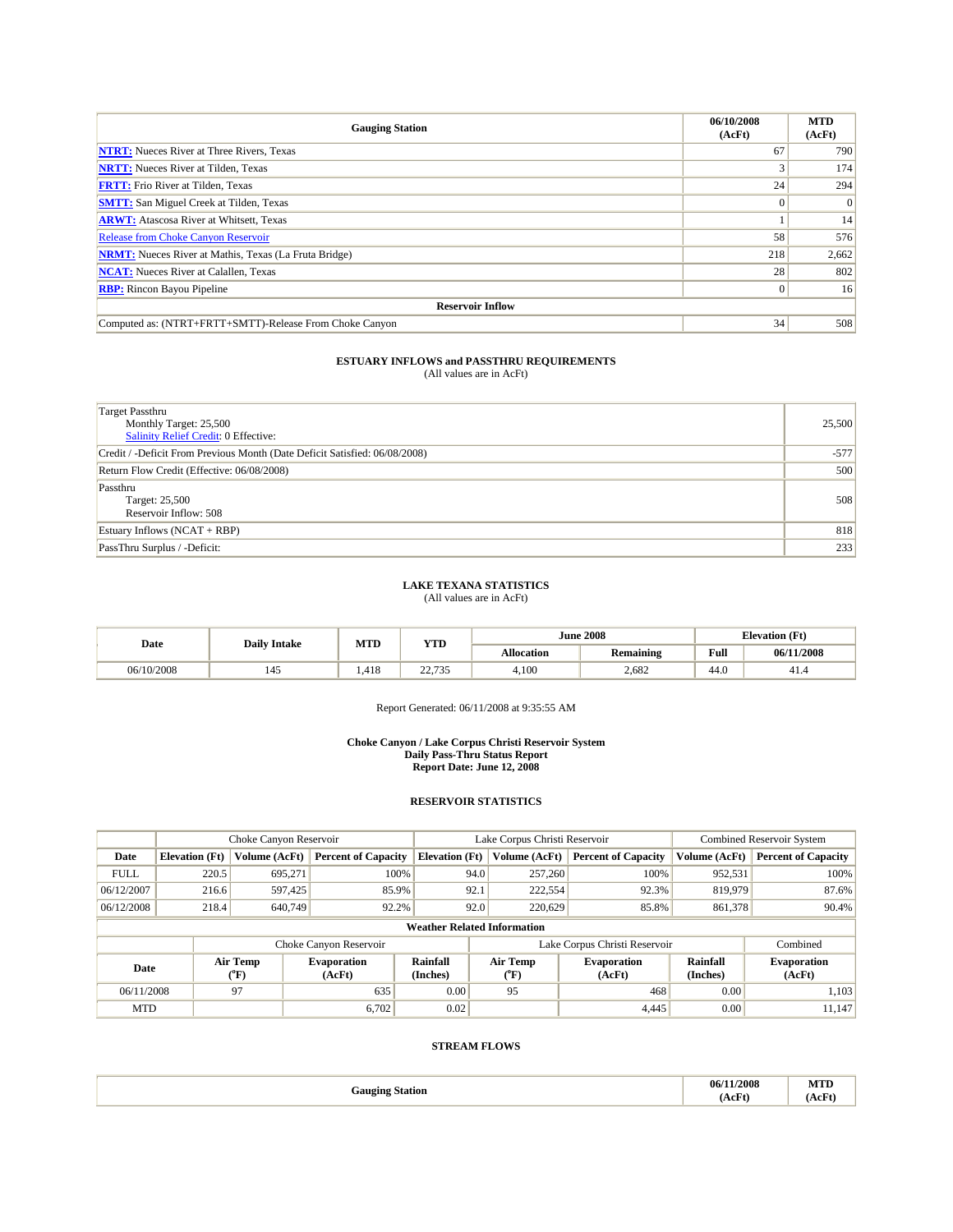| Gauging Station | 06/10/2008 (AcFt) | MTD (AcFt) |
|---|---|---|
| **NTRT:** Nueces River at Three Rivers, Texas | 67 | 790 |
| **NRTT:** Nueces River at Tilden, Texas | 3 | 174 |
| **FRTT:** Frio River at Tilden, Texas | 24 | 294 |
| **SMTT:** San Miguel Creek at Tilden, Texas | 0 | 0 |
| **ARWT:** Atascosa River at Whitsett, Texas | 1 | 14 |
| Release from Choke Canyon Reservoir | 58 | 576 |
| **NRMT:** Nueces River at Mathis, Texas (La Fruta Bridge) | 218 | 2,662 |
| **NCAT:** Nueces River at Calallen, Texas | 28 | 802 |
| **RBP:** Rincon Bayou Pipeline | 0 | 16 |
| **Reservoir Inflow** | | |
| Computed as: (NTRT+FRTT+SMTT)-Release From Choke Canyon | 34 | 508 |

## ESTUARY INFLOWS and PASSTHRU REQUIREMENTS
(All values are in AcFt)

| | |
|---|---|
| Target Passthru<br>Monthly Target: 25,500<br>Salinity Relief Credit: 0 Effective: | 25,500 |
| Credit / -Deficit From Previous Month (Date Deficit Satisfied: 06/08/2008) | -577 |
| Return Flow Credit (Effective: 06/08/2008) | 500 |
| Passthru<br>Target: 25,500<br>Reservoir Inflow: 508 | 508 |
| Estuary Inflows (NCAT + RBP) | 818 |
| PassThru Surplus / -Deficit: | 233 |

## LAKE TEXANA STATISTICS
(All values are in AcFt)

| Date | Daily Intake | MTD | YTD | June 2008 | | Elevation (Ft) | |
|---|---|---|---|---|---|---|---|
| | | | | Allocation | Remaining | Full | 06/11/2008 |
| 06/10/2008 | 145 | 1,418 | 22,735 | 4,100 | 2,682 | 44.0 | 41.4 |

Report Generated: 06/11/2008 at 9:35:55 AM

**Choke Canyon / Lake Corpus Christi Reservoir System**
**Daily Pass-Thru Status Report**
**Report Date: June 12, 2008**

## RESERVOIR STATISTICS

| | Choke Canyon Reservoir | | | Lake Corpus Christi Reservoir | | | Combined Reservoir System | |
|---|---|---|---|---|---|---|---|---|
| Date | Elevation (Ft) | Volume (AcFt) | Percent of Capacity | Elevation (Ft) | Volume (AcFt) | Percent of Capacity | Volume (AcFt) | Percent of Capacity |
| FULL | 220.5 | 695,271 | 100% | 94.0 | 257,260 | 100% | 952,531 | 100% |
| 06/12/2007 | 216.6 | 597,425 | 85.9% | 92.1 | 222,554 | 92.3% | 819,979 | 87.6% |
| 06/12/2008 | 218.4 | 640,749 | 92.2% | 92.0 | 220,629 | 85.8% | 861,378 | 90.4% |

**Weather Related Information**

| | Choke Canyon Reservoir | | | Lake Corpus Christi Reservoir | | | Combined |
|---|---|---|---|---|---|---|---|
| Date | Air Temp (°F) | Evaporation (AcFt) | Rainfall (Inches) | Air Temp (°F) | Evaporation (AcFt) | Rainfall (Inches) | Evaporation (AcFt) |
| 06/11/2008 | 97 | 635 | 0.00 | 95 | 468 | 0.00 | 1,103 |
| MTD | | 6,702 | 0.02 | | 4,445 | 0.00 | 11,147 |

## STREAM FLOWS

| Gauging Station | 06/11/2008 (AcFt) | MTD (AcFt) |
|---|---|---|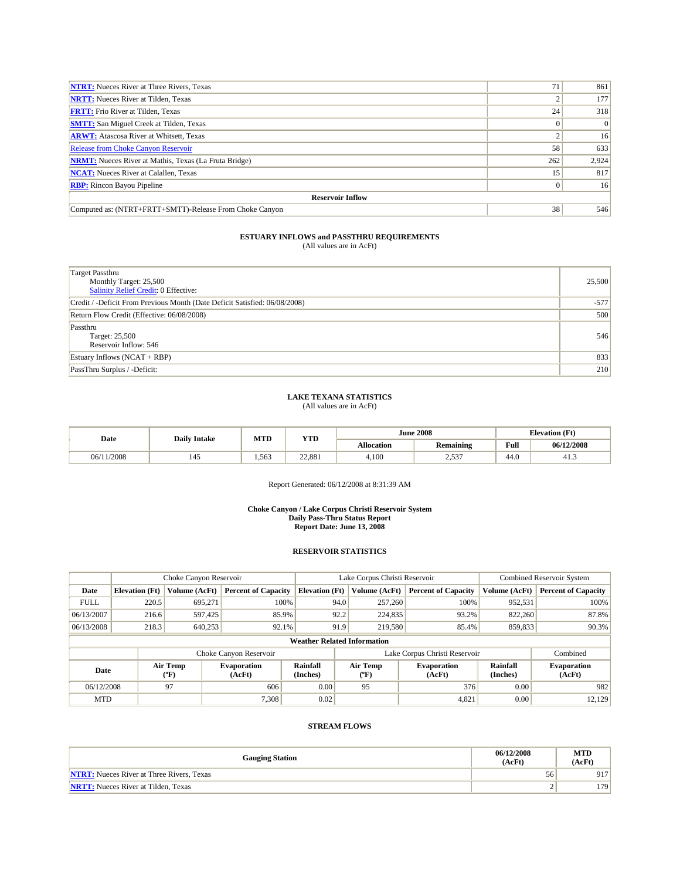| | | |
|---|---|---|
| **NTRT:** Nueces River at Three Rivers, Texas | 71 | 861 |
| **NRTT:** Nueces River at Tilden, Texas | 2 | 177 |
| **FRTT:** Frio River at Tilden, Texas | 24 | 318 |
| **SMTT:** San Miguel Creek at Tilden, Texas | 0 | 0 |
| **ARWT:** Atascosa River at Whitsett, Texas | 2 | 16 |
| Release from Choke Canyon Reservoir | 58 | 633 |
| **NRMT:** Nueces River at Mathis, Texas (La Fruta Bridge) | 262 | 2,924 |
| **NCAT:** Nueces River at Calallen, Texas | 15 | 817 |
| **RBP:** Rincon Bayou Pipeline | 0 | 16 |
| **Reservoir Inflow** | | |
| Computed as: (NTRT+FRTT+SMTT)-Release From Choke Canyon | 38 | 546 |

**ESTUARY INFLOWS and PASSTHRU REQUIREMENTS**
(All values are in AcFt)

| | |
|---|---|
| Target Passthru<br>Monthly Target: 25,500<br>Salinity Relief Credit: 0 Effective: | 25,500 |
| Credit / -Deficit From Previous Month (Date Deficit Satisfied: 06/08/2008) | -577 |
| Return Flow Credit (Effective: 06/08/2008) | 500 |
| Passthru<br>Target: 25,500<br>Reservoir Inflow: 546 | 546 |
| Estuary Inflows (NCAT + RBP) | 833 |
| PassThru Surplus / -Deficit: | 210 |

**LAKE TEXANA STATISTICS**
(All values are in AcFt)

| Date | Daily Intake | MTD | YTD | June 2008 | | Elevation (Ft) | |
|---|---|---|---|---|---|---|---|
| | | | | Allocation | Remaining | Full | 06/12/2008 |
| 06/11/2008 | 145 | 1,563 | 22,881 | 4,100 | 2,537 | 44.0 | 41.3 |

Report Generated: 06/12/2008 at 8:31:39 AM

**Choke Canyon / Lake Corpus Christi Reservoir System**
**Daily Pass-Thru Status Report**
**Report Date: June 13, 2008**

**RESERVOIR STATISTICS**

| | Choke Canyon Reservoir | | | Lake Corpus Christi Reservoir | | | Combined Reservoir System | |
|---|---|---|---|---|---|---|---|---|
| **Date** | **Elevation (Ft)** | **Volume (AcFt)** | **Percent of Capacity** | **Elevation (Ft)** | **Volume (AcFt)** | **Percent of Capacity** | **Volume (AcFt)** | **Percent of Capacity** |
| FULL | 220.5 | 695,271 | 100% | 94.0 | 257,260 | 100% | 952,531 | 100% |
| 06/13/2007 | 216.6 | 597,425 | 85.9% | 92.2 | 224,835 | 93.2% | 822,260 | 87.8% |
| 06/13/2008 | 218.3 | 640,253 | 92.1% | 91.9 | 219,580 | 85.4% | 859,833 | 90.3% |

**Weather Related Information**

| | Choke Canyon Reservoir | | | Lake Corpus Christi Reservoir | | | Combined |
|---|---|---|---|---|---|---|---|
| **Date** | **Air Temp (ºF)** | **Evaporation (AcFt)** | **Rainfall (Inches)** | **Air Temp (ºF)** | **Evaporation (AcFt)** | **Rainfall (Inches)** | **Evaporation (AcFt)** |
| 06/12/2008 | 97 | 606 | 0.00 | 95 | 376 | 0.00 | 982 |
| MTD | | 7,308 | 0.02 | | 4,821 | 0.00 | 12,129 |

**STREAM FLOWS**

| Gauging Station | 06/12/2008 (AcFt) | MTD (AcFt) |
|---|---|---|
| **NTRT:** Nueces River at Three Rivers, Texas | 56 | 917 |
| **NRTT:** Nueces River at Tilden, Texas | 2 | 179 |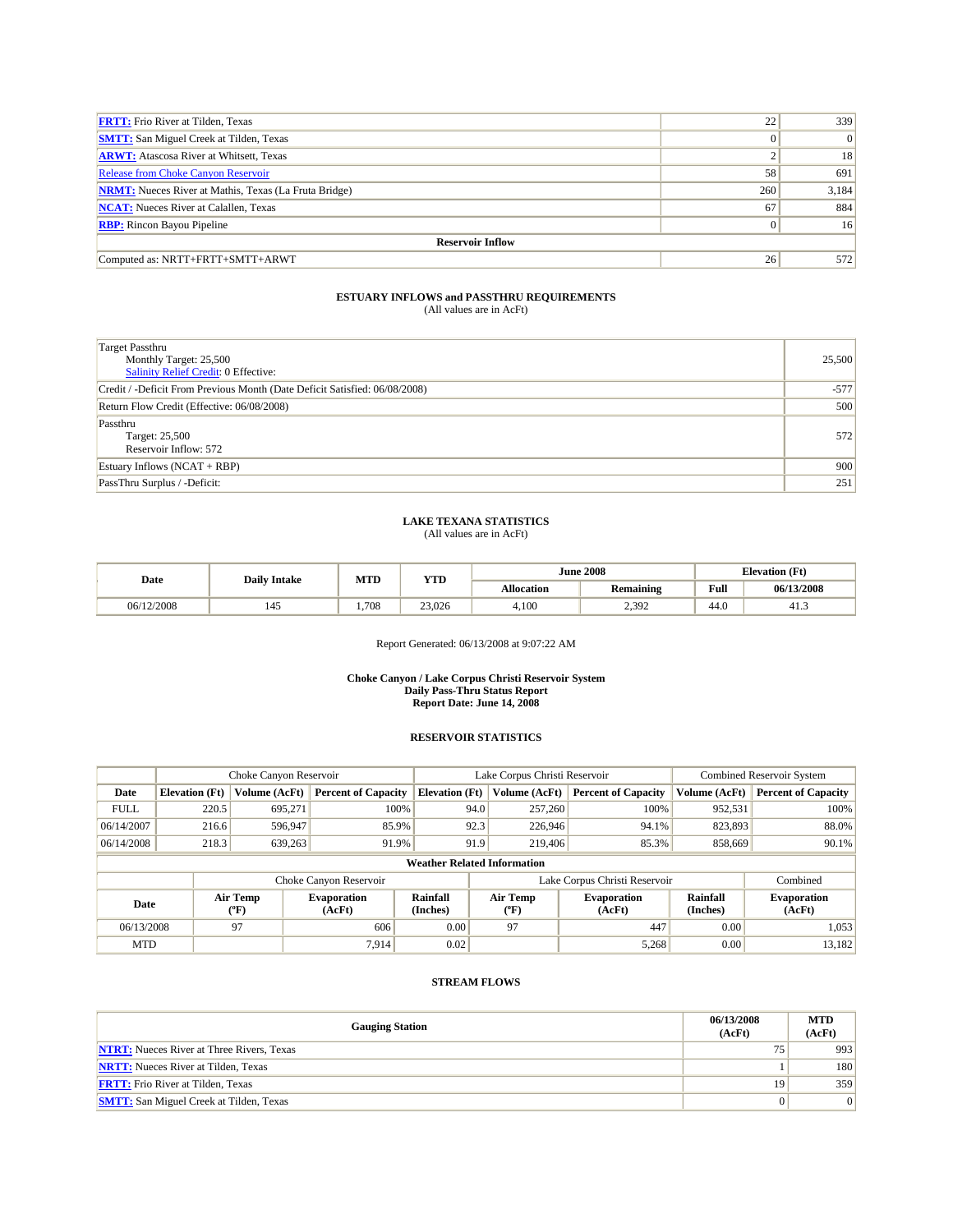| | | |
|---|---|---|
| **FRTT:** Frio River at Tilden, Texas | 22 | 339 |
| **SMTT:** San Miguel Creek at Tilden, Texas | 0 | 0 |
| **ARWT:** Atascosa River at Whitsett, Texas | 2 | 18 |
| Release from Choke Canyon Reservoir | 58 | 691 |
| **NRMT:** Nueces River at Mathis, Texas (La Fruta Bridge) | 260 | 3,184 |
| **NCAT:** Nueces River at Calallen, Texas | 67 | 884 |
| **RBP:** Rincon Bayou Pipeline | 0 | 16 |
| **Reservoir Inflow** | | |
| Computed as: NRTT+FRTT+SMTT+ARWT | 26 | 572 |

### ESTUARY INFLOWS and PASSTHRU REQUIREMENTS
(All values are in AcFt)

| | |
|---|---|
| Target Passthru<br>Monthly Target: 25,500<br>Salinity Relief Credit: 0 Effective: | 25,500 |
| Credit / -Deficit From Previous Month (Date Deficit Satisfied: 06/08/2008) | -577 |
| Return Flow Credit (Effective: 06/08/2008) | 500 |
| Passthru<br>Target: 25,500<br>Reservoir Inflow: 572 | 572 |
| Estuary Inflows (NCAT + RBP) | 900 |
| PassThru Surplus / -Deficit: | 251 |

### LAKE TEXANA STATISTICS
(All values are in AcFt)

| Date | Daily Intake | MTD | YTD | June 2008 | | Elevation (Ft) | |
|---|---|---|---|---|---|---|---|
| | | | | Allocation | Remaining | Full | 06/13/2008 |
| 06/12/2008 | 145 | 1,708 | 23,026 | 4,100 | 2,392 | 44.0 | 41.3 |

Report Generated: 06/13/2008 at 9:07:22 AM

**Choke Canyon / Lake Corpus Christi Reservoir System**
**Daily Pass-Thru Status Report**
**Report Date: June 14, 2008**

### RESERVOIR STATISTICS

| | Choke Canyon Reservoir | | | Lake Corpus Christi Reservoir | | | Combined Reservoir System | |
|---|---|---|---|---|---|---|---|---|
| Date | Elevation (Ft) | Volume (AcFt) | Percent of Capacity | Elevation (Ft) | Volume (AcFt) | Percent of Capacity | Volume (AcFt) | Percent of Capacity |
| FULL | 220.5 | 695,271 | 100% | 94.0 | 257,260 | 100% | 952,531 | 100% |
| 06/14/2007 | 216.6 | 596,947 | 85.9% | 92.3 | 226,946 | 94.1% | 823,893 | 88.0% |
| 06/14/2008 | 218.3 | 639,263 | 91.9% | 91.9 | 219,406 | 85.3% | 858,669 | 90.1% |

**Weather Related Information**

| | Choke Canyon Reservoir | | | Lake Corpus Christi Reservoir | | | Combined |
|---|---|---|---|---|---|---|---|
| Date | Air Temp (°F) | Evaporation (AcFt) | Rainfall (Inches) | Air Temp (°F) | Evaporation (AcFt) | Rainfall (Inches) | Evaporation (AcFt) |
| 06/13/2008 | 97 | 606 | 0.00 | 97 | 447 | 0.00 | 1,053 |
| MTD | | 7,914 | 0.02 | | 5,268 | 0.00 | 13,182 |

### STREAM FLOWS

| Gauging Station | 06/13/2008 (AcFt) | MTD (AcFt) |
|---|---|---|
| **NTRT:** Nueces River at Three Rivers, Texas | 75 | 993 |
| **NRTT:** Nueces River at Tilden, Texas | 1 | 180 |
| **FRTT:** Frio River at Tilden, Texas | 19 | 359 |
| **SMTT:** San Miguel Creek at Tilden, Texas | 0 | 0 |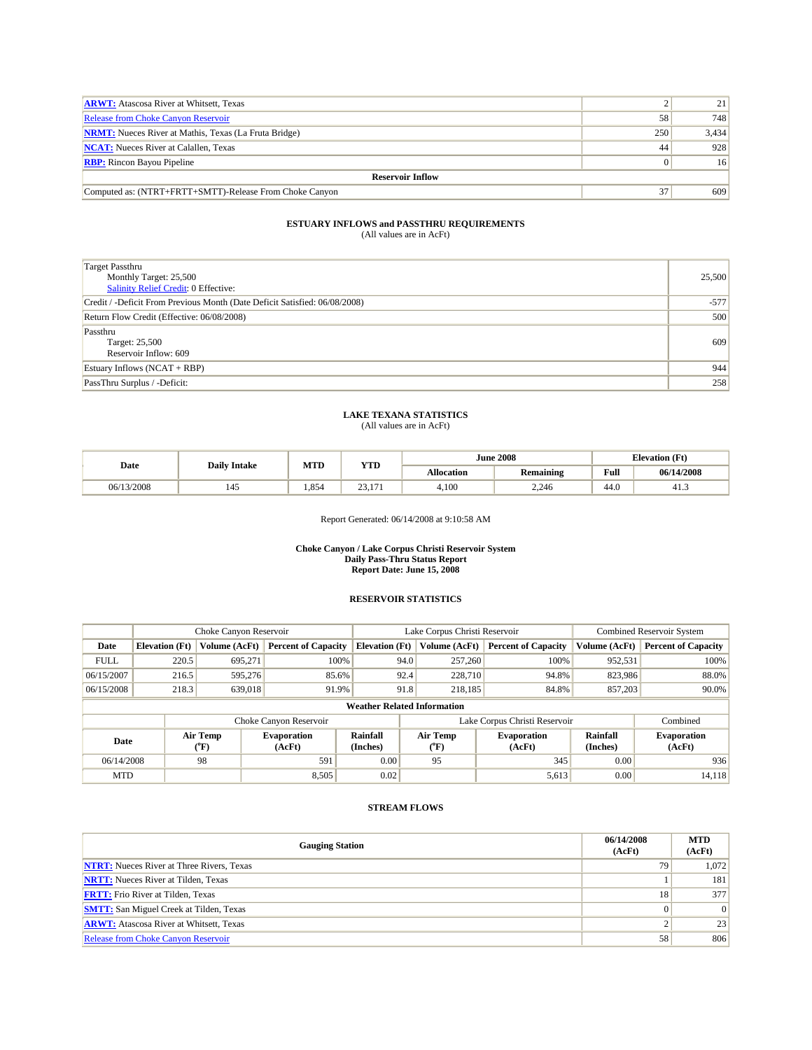| | | |
|---|---|---|
| **ARWT:** Atascosa River at Whitsett, Texas | 2 | 21 |
| Release from Choke Canyon Reservoir | 58 | 748 |
| **NRMT:** Nueces River at Mathis, Texas (La Fruta Bridge) | 250 | 3,434 |
| **NCAT:** Nueces River at Calallen, Texas | 44 | 928 |
| **RBP:** Rincon Bayou Pipeline | 0 | 16 |
| **Reservoir Inflow** | | |
| Computed as: (NTRT+FRTT+SMTT)-Release From Choke Canyon | 37 | 609 |

### ESTUARY INFLOWS and PASSTHRU REQUIREMENTS
(All values are in AcFt)

| | |
|---|---|
| Target Passthru<br>Monthly Target: 25,500<br>Salinity Relief Credit: 0 Effective: | 25,500 |
| Credit / -Deficit From Previous Month (Date Deficit Satisfied: 06/08/2008) | -577 |
| Return Flow Credit (Effective: 06/08/2008) | 500 |
| Passthru<br>Target: 25,500<br>Reservoir Inflow: 609 | 609 |
| Estuary Inflows (NCAT + RBP) | 944 |
| PassThru Surplus / -Deficit: | 258 |

### LAKE TEXANA STATISTICS
(All values are in AcFt)

| Date | Daily Intake | MTD | YTD | June 2008 | | Elevation (Ft) | |
|---|---|---|---|---|---|---|---|
| | | | | Allocation | Remaining | Full | 06/14/2008 |
| 06/13/2008 | 145 | 1,854 | 23,171 | 4,100 | 2,246 | 44.0 | 41.3 |

Report Generated: 06/14/2008 at 9:10:58 AM

**Choke Canyon / Lake Corpus Christi Reservoir System**
**Daily Pass-Thru Status Report**
**Report Date: June 15, 2008**

### RESERVOIR STATISTICS

| | Choke Canyon Reservoir | | | Lake Corpus Christi Reservoir | | | Combined Reservoir System | |
|---|---|---|---|---|---|---|---|---|
| **Date** | **Elevation (Ft)** | **Volume (AcFt)** | **Percent of Capacity** | **Elevation (Ft)** | **Volume (AcFt)** | **Percent of Capacity** | **Volume (AcFt)** | **Percent of Capacity** |
| FULL | 220.5 | 695,271 | 100% | 94.0 | 257,260 | 100% | 952,531 | 100% |
| 06/15/2007 | 216.5 | 595,276 | 85.6% | 92.4 | 228,710 | 94.8% | 823,986 | 88.0% |
| 06/15/2008 | 218.3 | 639,018 | 91.9% | 91.8 | 218,185 | 84.8% | 857,203 | 90.0% |

**Weather Related Information**

| | Choke Canyon Reservoir | | | Lake Corpus Christi Reservoir | | | Combined |
|---|---|---|---|---|---|---|---|
| **Date** | **Air Temp (°F)** | **Evaporation (AcFt)** | **Rainfall (Inches)** | **Air Temp (°F)** | **Evaporation (AcFt)** | **Rainfall (Inches)** | **Evaporation (AcFt)** |
| 06/14/2008 | 98 | 591 | 0.00 | 95 | 345 | 0.00 | 936 |
| MTD | | 8,505 | 0.02 | | 5,613 | 0.00 | 14,118 |

### STREAM FLOWS

| Gauging Station | 06/14/2008 (AcFt) | MTD (AcFt) |
|---|---|---|
| **NTRT:** Nueces River at Three Rivers, Texas | 79 | 1,072 |
| **NRTT:** Nueces River at Tilden, Texas | 1 | 181 |
| **FRTT:** Frio River at Tilden, Texas | 18 | 377 |
| **SMTT:** San Miguel Creek at Tilden, Texas | 0 | 0 |
| **ARWT:** Atascosa River at Whitsett, Texas | 2 | 23 |
| Release from Choke Canyon Reservoir | 58 | 806 |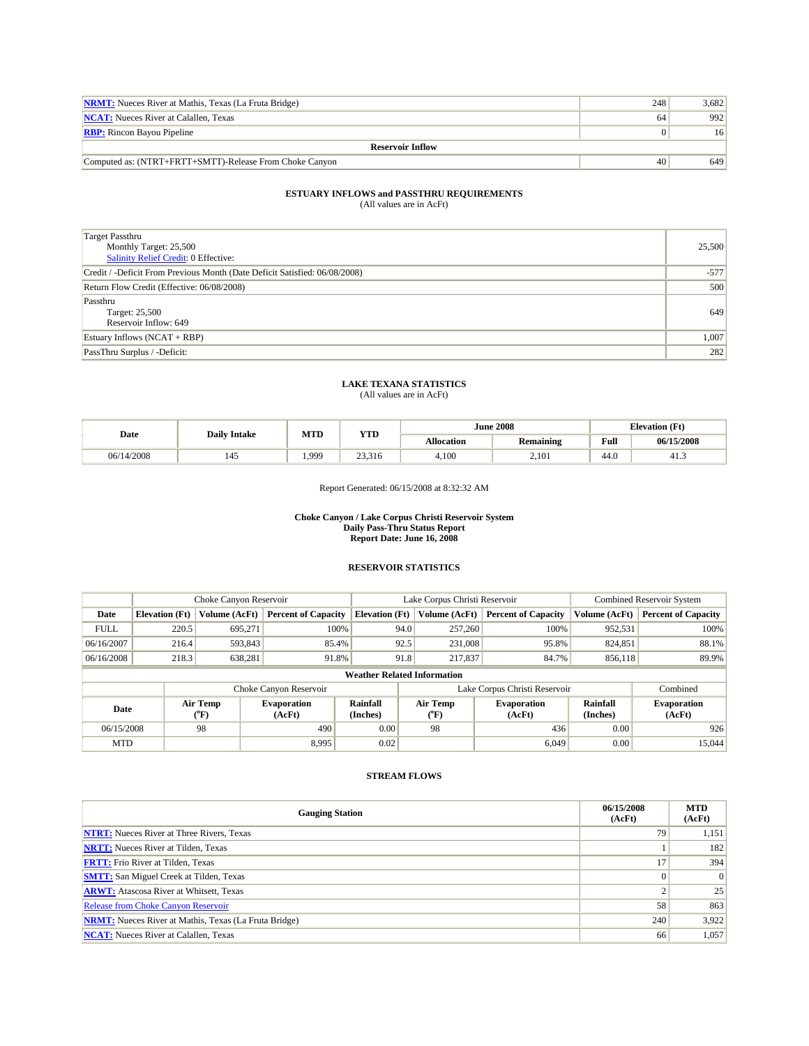| | | |
|---|---|---|
| **NRMT:** Nueces River at Mathis, Texas (La Fruta Bridge) | 248 | 3,682 |
| **NCAT:** Nueces River at Calallen, Texas | 64 | 992 |
| **RBP:** Rincon Bayou Pipeline | 0 | 16 |
| **Reservoir Inflow** | | |
| Computed as: (NTRT+FRTT+SMTT)-Release From Choke Canyon | 40 | 649 |

## ESTUARY INFLOWS and PASSTHRU REQUIREMENTS

(All values are in AcFt)

| | |
|---|---|
| Target Passthru<br>Monthly Target: 25,500<br>Salinity Relief Credit: 0 Effective: | 25,500 |
| Credit / -Deficit From Previous Month (Date Deficit Satisfied: 06/08/2008) | -577 |
| Return Flow Credit (Effective: 06/08/2008) | 500 |
| Passthru<br>Target: 25,500<br>Reservoir Inflow: 649 | 649 |
| Estuary Inflows (NCAT + RBP) | 1,007 |
| PassThru Surplus / -Deficit: | 282 |

## LAKE TEXANA STATISTICS

(All values are in AcFt)

| Date | Daily Intake | MTD | YTD | June 2008 | | Elevation (Ft) | |
|---|---|---|---|---|---|---|---|
| | | | | Allocation | Remaining | Full | 06/15/2008 |
| 06/14/2008 | 145 | 1,999 | 23,316 | 4,100 | 2,101 | 44.0 | 41.3 |

Report Generated: 06/15/2008 at 8:32:32 AM

**Choke Canyon / Lake Corpus Christi Reservoir System**
**Daily Pass-Thru Status Report**
**Report Date: June 16, 2008**

## RESERVOIR STATISTICS

| | Choke Canyon Reservoir | | | Lake Corpus Christi Reservoir | | | Combined Reservoir System | |
|---|---|---|---|---|---|---|---|---|
| Date | Elevation (Ft) | Volume (AcFt) | Percent of Capacity | Elevation (Ft) | Volume (AcFt) | Percent of Capacity | Volume (AcFt) | Percent of Capacity |
| FULL | 220.5 | 695,271 | 100% | 94.0 | 257,260 | 100% | 952,531 | 100% |
| 06/16/2007 | 216.4 | 593,843 | 85.4% | 92.5 | 231,008 | 95.8% | 824,851 | 88.1% |
| 06/16/2008 | 218.3 | 638,281 | 91.8% | 91.8 | 217,837 | 84.7% | 856,118 | 89.9% |

**Weather Related Information**

| | Choke Canyon Reservoir | | | Lake Corpus Christi Reservoir | | | Combined |
|---|---|---|---|---|---|---|---|
| Date | Air Temp (°F) | Evaporation (AcFt) | Rainfall (Inches) | Air Temp (°F) | Evaporation (AcFt) | Rainfall (Inches) | Evaporation (AcFt) |
| 06/15/2008 | 98 | 490 | 0.00 | 98 | 436 | 0.00 | 926 |
| MTD | | 8,995 | 0.02 | | 6,049 | 0.00 | 15,044 |

## STREAM FLOWS

| Gauging Station | 06/15/2008 (AcFt) | MTD (AcFt) |
|---|---|---|
| **NTRT:** Nueces River at Three Rivers, Texas | 79 | 1,151 |
| **NRTT:** Nueces River at Tilden, Texas | 1 | 182 |
| **FRTT:** Frio River at Tilden, Texas | 17 | 394 |
| **SMTT:** San Miguel Creek at Tilden, Texas | 0 | 0 |
| **ARWT:** Atascosa River at Whitsett, Texas | 2 | 25 |
| Release from Choke Canyon Reservoir | 58 | 863 |
| **NRMT:** Nueces River at Mathis, Texas (La Fruta Bridge) | 240 | 3,922 |
| **NCAT:** Nueces River at Calallen, Texas | 66 | 1,057 |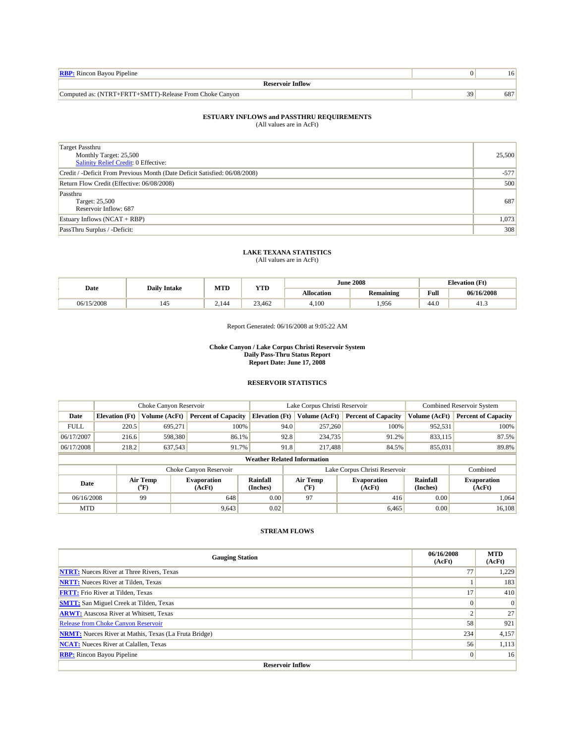| | | |
|---|---|---|
| **RBP:** Rincon Bayou Pipeline | 0 | 16 |
| **Reservoir Inflow** | | |
| Computed as: (NTRT+FRTT+SMTT)-Release From Choke Canyon | 39 | 687 |

### ESTUARY INFLOWS and PASSTHRU REQUIREMENTS
(All values are in AcFt)

| | |
|---|---|
| Target Passthru<br>Monthly Target: 25,500<br>Salinity Relief Credit: 0 Effective: | 25,500 |
| Credit / -Deficit From Previous Month (Date Deficit Satisfied: 06/08/2008) | -577 |
| Return Flow Credit (Effective: 06/08/2008) | 500 |
| Passthru<br>Target: 25,500<br>Reservoir Inflow: 687 | 687 |
| Estuary Inflows (NCAT + RBP) | 1,073 |
| PassThru Surplus / -Deficit: | 308 |

### LAKE TEXANA STATISTICS
(All values are in AcFt)

| Date | Daily Intake | MTD | YTD | June 2008 | | Elevation (Ft) | |
|---|---|---|---|---|---|---|---|
| | | | | Allocation | Remaining | Full | 06/16/2008 |
| 06/15/2008 | 145 | 2,144 | 23,462 | 4,100 | 1,956 | 44.0 | 41.3 |

Report Generated: 06/16/2008 at 9:05:22 AM

**Choke Canyon / Lake Corpus Christi Reservoir System**
**Daily Pass-Thru Status Report**
**Report Date: June 17, 2008**

### RESERVOIR STATISTICS

| | Choke Canyon Reservoir | | | Lake Corpus Christi Reservoir | | | Combined Reservoir System | |
|---|---|---|---|---|---|---|---|---|
| Date | Elevation (Ft) | Volume (AcFt) | Percent of Capacity | Elevation (Ft) | Volume (AcFt) | Percent of Capacity | Volume (AcFt) | Percent of Capacity |
| FULL | 220.5 | 695,271 | 100% | 94.0 | 257,260 | 100% | 952,531 | 100% |
| 06/17/2007 | 216.6 | 598,380 | 86.1% | 92.8 | 234,735 | 91.2% | 833,115 | 87.5% |
| 06/17/2008 | 218.2 | 637,543 | 91.7% | 91.8 | 217,488 | 84.5% | 855,031 | 89.8% |

**Weather Related Information**

| | Choke Canyon Reservoir | | | Lake Corpus Christi Reservoir | | | Combined |
|---|---|---|---|---|---|---|---|
| Date | Air Temp (°F) | Evaporation (AcFt) | Rainfall (Inches) | Air Temp (°F) | Evaporation (AcFt) | Rainfall (Inches) | Evaporation (AcFt) |
| 06/16/2008 | 99 | 648 | 0.00 | 97 | 416 | 0.00 | 1,064 |
| MTD | | 9,643 | 0.02 | | 6,465 | 0.00 | 16,108 |

### STREAM FLOWS

| Gauging Station | 06/16/2008 (AcFt) | MTD (AcFt) |
|---|---|---|
| **NTRT:** Nueces River at Three Rivers, Texas | 77 | 1,229 |
| **NRTT:** Nueces River at Tilden, Texas | 1 | 183 |
| **FRTT:** Frio River at Tilden, Texas | 17 | 410 |
| **SMTT:** San Miguel Creek at Tilden, Texas | 0 | 0 |
| **ARWT:** Atascosa River at Whitsett, Texas | 2 | 27 |
| Release from Choke Canyon Reservoir | 58 | 921 |
| **NRMT:** Nueces River at Mathis, Texas (La Fruta Bridge) | 234 | 4,157 |
| **NCAT:** Nueces River at Calallen, Texas | 56 | 1,113 |
| **RBP:** Rincon Bayou Pipeline | 0 | 16 |
| **Reservoir Inflow** | | |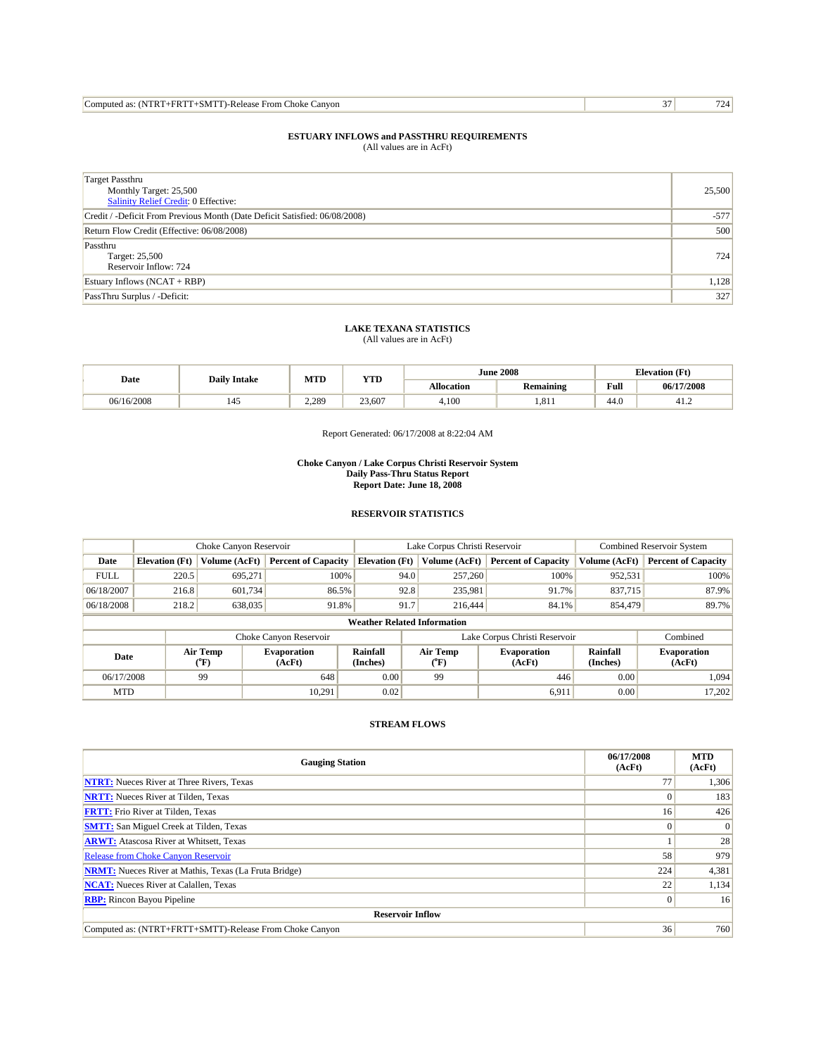| Computed as: (NTRT+FRTT+SMTT)-Release From Choke Canyon | 37 | 724 |
|---|---|---|

**ESTUARY INFLOWS and PASSTHRU REQUIREMENTS**
(All values are in AcFt)

| Target Passthru<br>Monthly Target: 25,500<br>Salinity Relief Credit: 0 Effective: | 25,500 |
|---|---|
| Credit / -Deficit From Previous Month (Date Deficit Satisfied: 06/08/2008) | -577 |
| Return Flow Credit (Effective: 06/08/2008) | 500 |
| Passthru<br>Target: 25,500<br>Reservoir Inflow: 724 | 724 |
| Estuary Inflows (NCAT + RBP) | 1,128 |
| PassThru Surplus / -Deficit: | 327 |

**LAKE TEXANA STATISTICS**
(All values are in AcFt)

| Date | Daily Intake | MTD | YTD | June 2008 | | Elevation (Ft) | |
|---|---|---|---|---|---|---|---|
| | | | | Allocation | Remaining | Full | 06/17/2008 |
| 06/16/2008 | 145 | 2,289 | 23,607 | 4,100 | 1,811 | 44.0 | 41.2 |

Report Generated: 06/17/2008 at 8:22:04 AM

**Choke Canyon / Lake Corpus Christi Reservoir System**
**Daily Pass-Thru Status Report**
**Report Date: June 18, 2008**

**RESERVOIR STATISTICS**

| | Choke Canyon Reservoir | | | Lake Corpus Christi Reservoir | | | Combined Reservoir System | |
|---|---|---|---|---|---|---|---|---|
| Date | Elevation (Ft) | Volume (AcFt) | Percent of Capacity | Elevation (Ft) | Volume (AcFt) | Percent of Capacity | Volume (AcFt) | Percent of Capacity |
| FULL | 220.5 | 695,271 | 100% | 94.0 | 257,260 | 100% | 952,531 | 100% |
| 06/18/2007 | 216.8 | 601,734 | 86.5% | 92.8 | 235,981 | 91.7% | 837,715 | 87.9% |
| 06/18/2008 | 218.2 | 638,035 | 91.8% | 91.7 | 216,444 | 84.1% | 854,479 | 89.7% |

**Weather Related Information**

| | Choke Canyon Reservoir | | | Lake Corpus Christi Reservoir | | | Combined |
|---|---|---|---|---|---|---|---|
| Date | Air Temp (°F) | Evaporation (AcFt) | Rainfall (Inches) | Air Temp (°F) | Evaporation (AcFt) | Rainfall (Inches) | Evaporation (AcFt) |
| 06/17/2008 | 99 | 648 | 0.00 | 99 | 446 | 0.00 | 1,094 |
| MTD | | 10,291 | 0.02 | | 6,911 | 0.00 | 17,202 |

**STREAM FLOWS**

| Gauging Station | 06/17/2008 (AcFt) | MTD (AcFt) |
|---|---|---|
| **NTRT:** Nueces River at Three Rivers, Texas | 77 | 1,306 |
| **NRTT:** Nueces River at Tilden, Texas | 0 | 183 |
| **FRTT:** Frio River at Tilden, Texas | 16 | 426 |
| **SMTT:** San Miguel Creek at Tilden, Texas | 0 | 0 |
| **ARWT:** Atascosa River at Whitsett, Texas | 1 | 28 |
| Release from Choke Canyon Reservoir | 58 | 979 |
| **NRMT:** Nueces River at Mathis, Texas (La Fruta Bridge) | 224 | 4,381 |
| **NCAT:** Nueces River at Calallen, Texas | 22 | 1,134 |
| **RBP:** Rincon Bayou Pipeline | 0 | 16 |
| **Reservoir Inflow** | | |
| Computed as: (NTRT+FRTT+SMTT)-Release From Choke Canyon | 36 | 760 |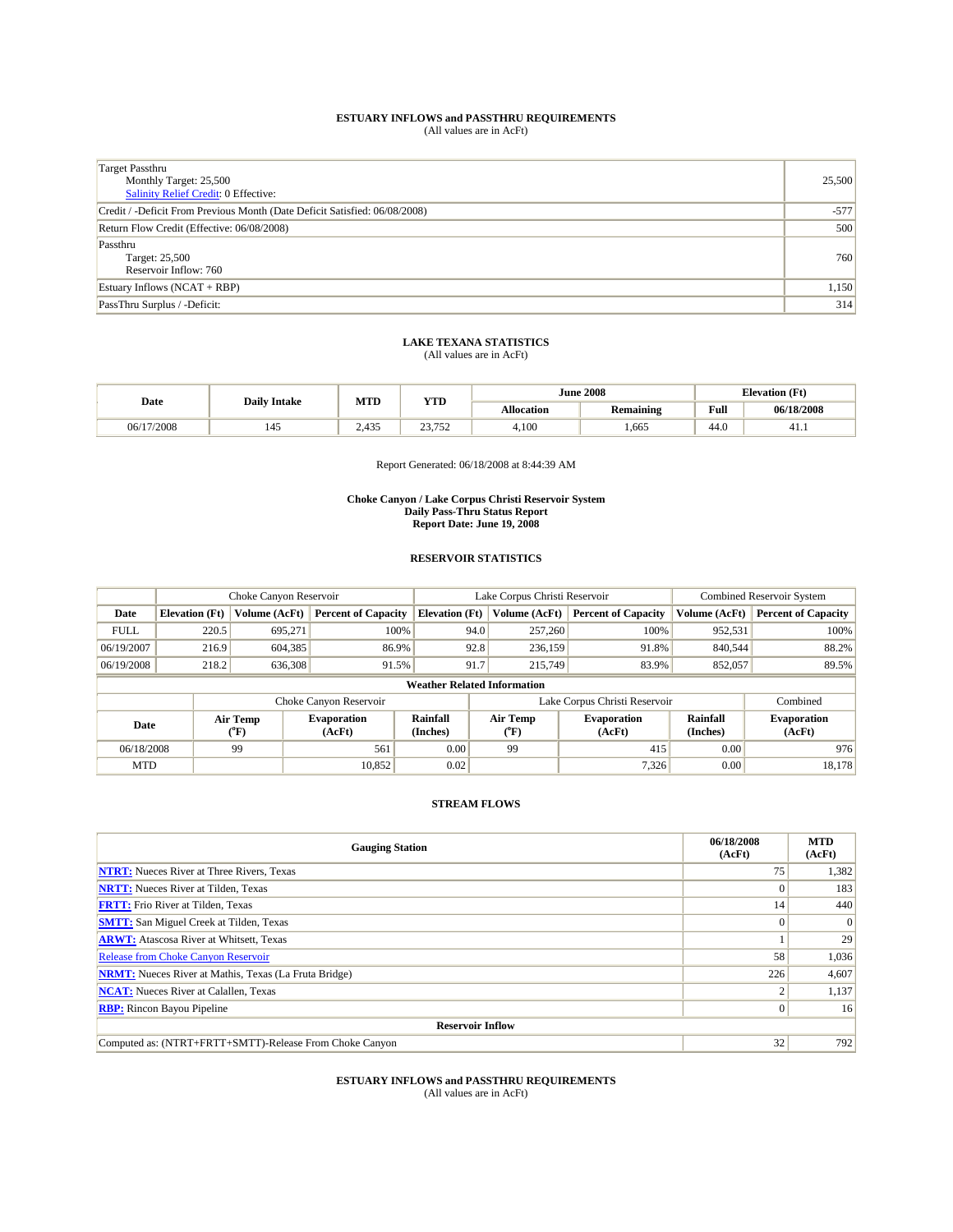**ESTUARY INFLOWS and PASSTHRU REQUIREMENTS**
(All values are in AcFt)

| | |
|---|---|
| Target Passthru<br>Monthly Target: 25,500<br>Salinity Relief Credit: 0 Effective: | 25,500 |
| Credit / -Deficit From Previous Month (Date Deficit Satisfied: 06/08/2008) | -577 |
| Return Flow Credit (Effective: 06/08/2008) | 500 |
| Passthru<br>Target: 25,500<br>Reservoir Inflow: 760 | 760 |
| Estuary Inflows (NCAT + RBP) | 1,150 |
| PassThru Surplus / -Deficit: | 314 |

**LAKE TEXANA STATISTICS**
(All values are in AcFt)

| Date | Daily Intake | MTD | YTD | June 2008 | | Elevation (Ft) | |
|---|---|---|---|---|---|---|---|
| | | | | Allocation | Remaining | Full | 06/18/2008 |
| 06/17/2008 | 145 | 2,435 | 23,752 | 4,100 | 1,665 | 44.0 | 41.1 |

Report Generated: 06/18/2008 at 8:44:39 AM

**Choke Canyon / Lake Corpus Christi Reservoir System**
**Daily Pass-Thru Status Report**
**Report Date: June 19, 2008**

**RESERVOIR STATISTICS**

| | Choke Canyon Reservoir | | | Lake Corpus Christi Reservoir | | | Combined Reservoir System | |
|---|---|---|---|---|---|---|---|---|
| Date | Elevation (Ft) | Volume (AcFt) | Percent of Capacity | Elevation (Ft) | Volume (AcFt) | Percent of Capacity | Volume (AcFt) | Percent of Capacity |
| FULL | 220.5 | 695,271 | 100% | 94.0 | 257,260 | 100% | 952,531 | 100% |
| 06/19/2007 | 216.9 | 604,385 | 86.9% | 92.8 | 236,159 | 91.8% | 840,544 | 88.2% |
| 06/19/2008 | 218.2 | 636,308 | 91.5% | 91.7 | 215,749 | 83.9% | 852,057 | 89.5% |

**Weather Related Information**

| | Choke Canyon Reservoir | | | Lake Corpus Christi Reservoir | | | Combined |
|---|---|---|---|---|---|---|---|
| Date | Air Temp (°F) | Evaporation (AcFt) | Rainfall (Inches) | Air Temp (°F) | Evaporation (AcFt) | Rainfall (Inches) | Evaporation (AcFt) |
| 06/18/2008 | 99 | 561 | 0.00 | 99 | 415 | 0.00 | 976 |
| MTD | | 10,852 | 0.02 | | 7,326 | 0.00 | 18,178 |

**STREAM FLOWS**

| Gauging Station | 06/18/2008 (AcFt) | MTD (AcFt) |
|---|---|---|
| NTRT: Nueces River at Three Rivers, Texas | 75 | 1,382 |
| NRTT: Nueces River at Tilden, Texas | 0 | 183 |
| FRTT: Frio River at Tilden, Texas | 14 | 440 |
| SMTT: San Miguel Creek at Tilden, Texas | 0 | 0 |
| ARWT: Atascosa River at Whitsett, Texas | 1 | 29 |
| Release from Choke Canyon Reservoir | 58 | 1,036 |
| NRMT: Nueces River at Mathis, Texas (La Fruta Bridge) | 226 | 4,607 |
| NCAT: Nueces River at Calallen, Texas | 2 | 1,137 |
| RBP: Rincon Bayou Pipeline | 0 | 16 |
| **Reservoir Inflow** | | |
| Computed as: (NTRT+FRTT+SMTT)-Release From Choke Canyon | 32 | 792 |

**ESTUARY INFLOWS and PASSTHRU REQUIREMENTS**
(All values are in AcFt)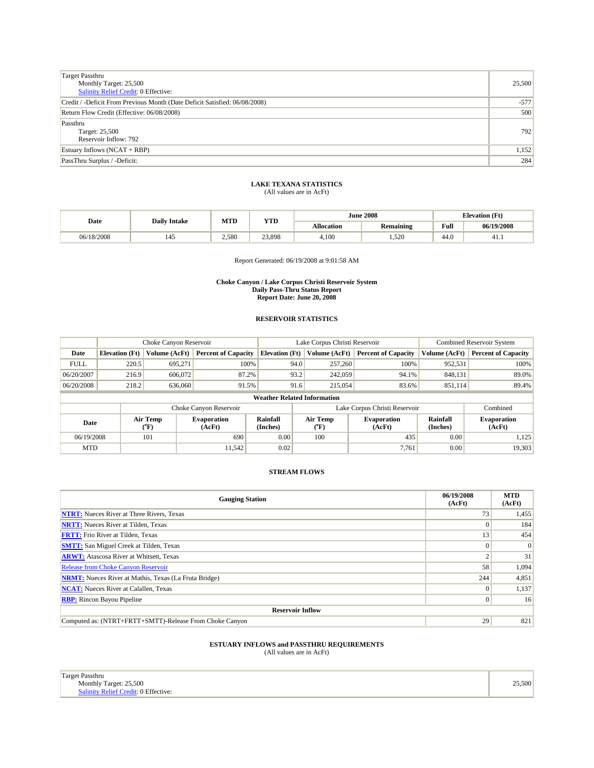| | |
|---|---|
| Target Passthru<br>Monthly Target: 25,500<br>Salinity Relief Credit: 0 Effective: | 25,500 |
| Credit / -Deficit From Previous Month (Date Deficit Satisfied: 06/08/2008) | -577 |
| Return Flow Credit (Effective: 06/08/2008) | 500 |
| Passthru<br>Target: 25,500<br>Reservoir Inflow: 792 | 792 |
| Estuary Inflows (NCAT + RBP) | 1,152 |
| PassThru Surplus / -Deficit: | 284 |

**LAKE TEXANA STATISTICS**
(All values are in AcFt)

| Date | Daily Intake | MTD | YTD | June 2008 | | Elevation (Ft) | |
|---|---|---|---|---|---|---|---|
| | | | | Allocation | Remaining | Full | 06/19/2008 |
| 06/18/2008 | 145 | 2,580 | 23,898 | 4,100 | 1,520 | 44.0 | 41.1 |

Report Generated: 06/19/2008 at 9:01:58 AM

**Choke Canyon / Lake Corpus Christi Reservoir System**
**Daily Pass-Thru Status Report**
**Report Date: June 20, 2008**

**RESERVOIR STATISTICS**

| | Choke Canyon Reservoir | | | Lake Corpus Christi Reservoir | | | Combined Reservoir System | |
|---|---|---|---|---|---|---|---|---|
| Date | Elevation (Ft) | Volume (AcFt) | Percent of Capacity | Elevation (Ft) | Volume (AcFt) | Percent of Capacity | Volume (AcFt) | Percent of Capacity |
| FULL | 220.5 | 695,271 | 100% | 94.0 | 257,260 | 100% | 952,531 | 100% |
| 06/20/2007 | 216.9 | 606,072 | 87.2% | 93.2 | 242,059 | 94.1% | 848,131 | 89.0% |
| 06/20/2008 | 218.2 | 636,060 | 91.5% | 91.6 | 215,054 | 83.6% | 851,114 | 89.4% |

**Weather Related Information**

| | Choke Canyon Reservoir | | | Lake Corpus Christi Reservoir | | | Combined |
|---|---|---|---|---|---|---|---|
| Date | Air Temp (°F) | Evaporation (AcFt) | Rainfall (Inches) | Air Temp (°F) | Evaporation (AcFt) | Rainfall (Inches) | Evaporation (AcFt) |
| 06/19/2008 | 101 | 690 | 0.00 | 100 | 435 | 0.00 | 1,125 |
| MTD | | 11,542 | 0.02 | | 7,761 | 0.00 | 19,303 |

**STREAM FLOWS**

| Gauging Station | 06/19/2008 (AcFt) | MTD (AcFt) |
|---|---|---|
| **NTRT:** Nueces River at Three Rivers, Texas | 73 | 1,455 |
| **NRTT:** Nueces River at Tilden, Texas | 0 | 184 |
| **FRTT:** Frio River at Tilden, Texas | 13 | 454 |
| **SMTT:** San Miguel Creek at Tilden, Texas | 0 | 0 |
| **ARWT:** Atascosa River at Whitsett, Texas | 2 | 31 |
| Release from Choke Canyon Reservoir | 58 | 1,094 |
| **NRMT:** Nueces River at Mathis, Texas (La Fruta Bridge) | 244 | 4,851 |
| **NCAT:** Nueces River at Calallen, Texas | 0 | 1,137 |
| **RBP:** Rincon Bayou Pipeline | 0 | 16 |
| **Reservoir Inflow** | | |
| Computed as: (NTRT+FRTT+SMTT)-Release From Choke Canyon | 29 | 821 |

**ESTUARY INFLOWS and PASSTHRU REQUIREMENTS**
(All values are in AcFt)

| | |
|---|---|
| Target Passthru<br>Monthly Target: 25,500<br>Salinity Relief Credit: 0 Effective: | 25,500 |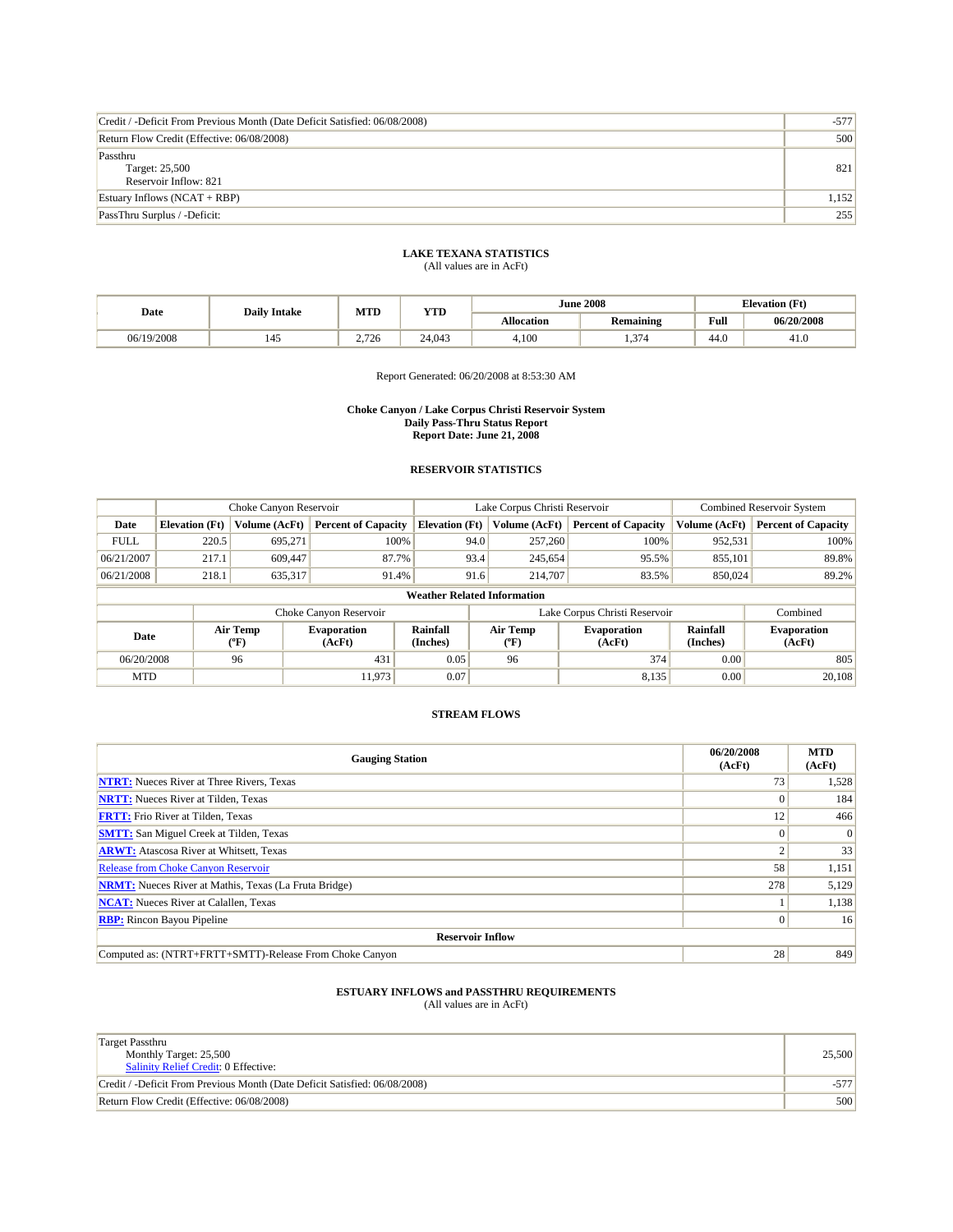| Credit / -Deficit From Previous Month (Date Deficit Satisfied: 06/08/2008) | -577 |
|---|---|
| Return Flow Credit (Effective: 06/08/2008) | 500 |
| Passthru<br>Target: 25,500<br>Reservoir Inflow: 821 | 821 |
| Estuary Inflows (NCAT + RBP) | 1,152 |
| PassThru Surplus / -Deficit: | 255 |

**LAKE TEXANA STATISTICS**
(All values are in AcFt)

| Date | Daily Intake | MTD | YTD | June 2008 | | Elevation (Ft) | |
|---|---|---|---|---|---|---|---|
| | | | | Allocation | Remaining | Full | 06/20/2008 |
| 06/19/2008 | 145 | 2,726 | 24,043 | 4,100 | 1,374 | 44.0 | 41.0 |

Report Generated: 06/20/2008 at 8:53:30 AM

**Choke Canyon / Lake Corpus Christi Reservoir System**
**Daily Pass-Thru Status Report**
**Report Date: June 21, 2008**

**RESERVOIR STATISTICS**

| | Choke Canyon Reservoir | | | Lake Corpus Christi Reservoir | | | Combined Reservoir System | |
|---|---|---|---|---|---|---|---|---|
| Date | Elevation (Ft) | Volume (AcFt) | Percent of Capacity | Elevation (Ft) | Volume (AcFt) | Percent of Capacity | Volume (AcFt) | Percent of Capacity |
| FULL | 220.5 | 695,271 | 100% | 94.0 | 257,260 | 100% | 952,531 | 100% |
| 06/21/2007 | 217.1 | 609,447 | 87.7% | 93.4 | 245,654 | 95.5% | 855,101 | 89.8% |
| 06/21/2008 | 218.1 | 635,317 | 91.4% | 91.6 | 214,707 | 83.5% | 850,024 | 89.2% |

**Weather Related Information**

| | Choke Canyon Reservoir | | | Lake Corpus Christi Reservoir | | | Combined |
|---|---|---|---|---|---|---|---|
| Date | Air Temp (°F) | Evaporation (AcFt) | Rainfall (Inches) | Air Temp (°F) | Evaporation (AcFt) | Rainfall (Inches) | Evaporation (AcFt) |
| 06/20/2008 | 96 | 431 | 0.05 | 96 | 374 | 0.00 | 805 |
| MTD | | 11,973 | 0.07 | | 8,135 | 0.00 | 20,108 |

**STREAM FLOWS**

| Gauging Station | 06/20/2008 (AcFt) | MTD (AcFt) |
|---|---|---|
| **NTRT:** Nueces River at Three Rivers, Texas | 73 | 1,528 |
| **NRTT:** Nueces River at Tilden, Texas | 0 | 184 |
| **FRTT:** Frio River at Tilden, Texas | 12 | 466 |
| **SMTT:** San Miguel Creek at Tilden, Texas | 0 | 0 |
| **ARWT:** Atascosa River at Whitsett, Texas | 2 | 33 |
| Release from Choke Canyon Reservoir | 58 | 1,151 |
| **NRMT:** Nueces River at Mathis, Texas (La Fruta Bridge) | 278 | 5,129 |
| **NCAT:** Nueces River at Calallen, Texas | 1 | 1,138 |
| **RBP:** Rincon Bayou Pipeline | 0 | 16 |
| **Reservoir Inflow** | | |
| Computed as: (NTRT+FRTT+SMTT)-Release From Choke Canyon | 28 | 849 |

**ESTUARY INFLOWS and PASSTHRU REQUIREMENTS**
(All values are in AcFt)

| Target Passthru<br>Monthly Target: 25,500<br>Salinity Relief Credit: 0 Effective: | 25,500 |
|---|---|
| Credit / -Deficit From Previous Month (Date Deficit Satisfied: 06/08/2008) | -577 |
| Return Flow Credit (Effective: 06/08/2008) | 500 |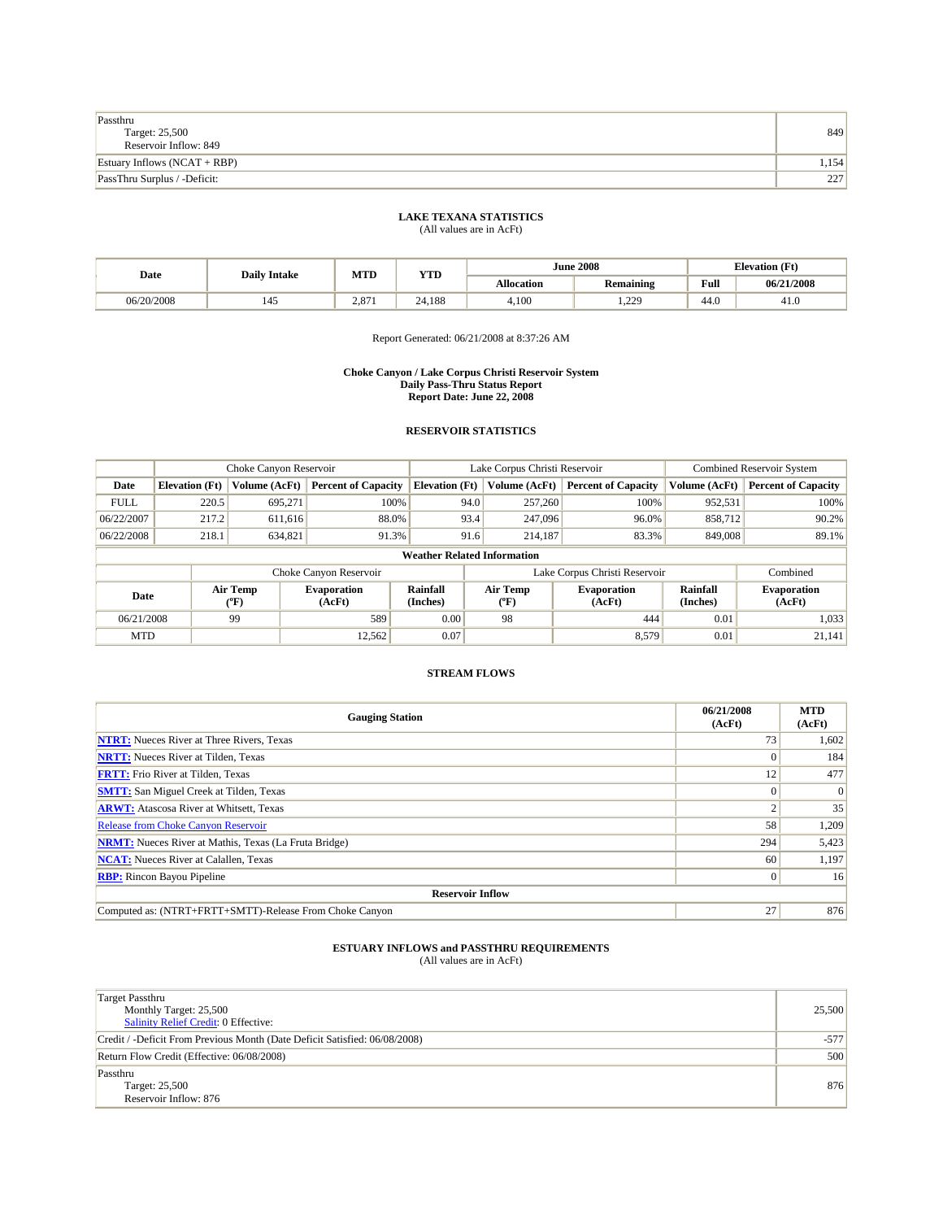| Passthru<br>Target: 25,500<br>Reservoir Inflow: 849 | 849 |
|---|---|
| Estuary Inflows (NCAT + RBP) | 1,154 |
| PassThru Surplus / -Deficit: | 227 |

**LAKE TEXANA STATISTICS**
(All values are in AcFt)

| Date | Daily Intake | MTD | YTD | June 2008 | | Elevation (Ft) | |
|---|---|---|---|---|---|---|---|
| | | | | Allocation | Remaining | Full | 06/21/2008 |
| 06/20/2008 | 145 | 2,871 | 24,188 | 4,100 | 1,229 | 44.0 | 41.0 |

Report Generated: 06/21/2008 at 8:37:26 AM

**Choke Canyon / Lake Corpus Christi Reservoir System**
**Daily Pass-Thru Status Report**
**Report Date: June 22, 2008**

**RESERVOIR STATISTICS**

| | Choke Canyon Reservoir | | | Lake Corpus Christi Reservoir | | | Combined Reservoir System | |
|---|---|---|---|---|---|---|---|---|
| Date | Elevation (Ft) | Volume (AcFt) | Percent of Capacity | Elevation (Ft) | Volume (AcFt) | Percent of Capacity | Volume (AcFt) | Percent of Capacity |
| FULL | 220.5 | 695,271 | 100% | 94.0 | 257,260 | 100% | 952,531 | 100% |
| 06/22/2007 | 217.2 | 611,616 | 88.0% | 93.4 | 247,096 | 96.0% | 858,712 | 90.2% |
| 06/22/2008 | 218.1 | 634,821 | 91.3% | 91.6 | 214,187 | 83.3% | 849,008 | 89.1% |

**Weather Related Information**

| | Choke Canyon Reservoir | | | Lake Corpus Christi Reservoir | | | Combined |
|---|---|---|---|---|---|---|---|
| Date | Air Temp (°F) | Evaporation (AcFt) | Rainfall (Inches) | Air Temp (°F) | Evaporation (AcFt) | Rainfall (Inches) | Evaporation (AcFt) |
| 06/21/2008 | 99 | 589 | 0.00 | 98 | 444 | 0.01 | 1,033 |
| MTD | | 12,562 | 0.07 | | 8,579 | 0.01 | 21,141 |

**STREAM FLOWS**

| Gauging Station | 06/21/2008 (AcFt) | MTD (AcFt) |
|---|---|---|
| **NTRT:** Nueces River at Three Rivers, Texas | 73 | 1,602 |
| **NRTT:** Nueces River at Tilden, Texas | 0 | 184 |
| **FRTT:** Frio River at Tilden, Texas | 12 | 477 |
| **SMTT:** San Miguel Creek at Tilden, Texas | 0 | 0 |
| **ARWT:** Atascosa River at Whitsett, Texas | 2 | 35 |
| Release from Choke Canyon Reservoir | 58 | 1,209 |
| **NRMT:** Nueces River at Mathis, Texas (La Fruta Bridge) | 294 | 5,423 |
| **NCAT:** Nueces River at Calallen, Texas | 60 | 1,197 |
| **RBP:** Rincon Bayou Pipeline | 0 | 16 |
| **Reservoir Inflow** | | |
| Computed as: (NTRT+FRTT+SMTT)-Release From Choke Canyon | 27 | 876 |

**ESTUARY INFLOWS and PASSTHRU REQUIREMENTS**
(All values are in AcFt)

| Target Passthru<br>Monthly Target: 25,500<br>Salinity Relief Credit: 0 Effective: | 25,500 |
|---|---|
| Credit / -Deficit From Previous Month (Date Deficit Satisfied: 06/08/2008) | -577 |
| Return Flow Credit (Effective: 06/08/2008) | 500 |
| Passthru<br>Target: 25,500<br>Reservoir Inflow: 876 | 876 |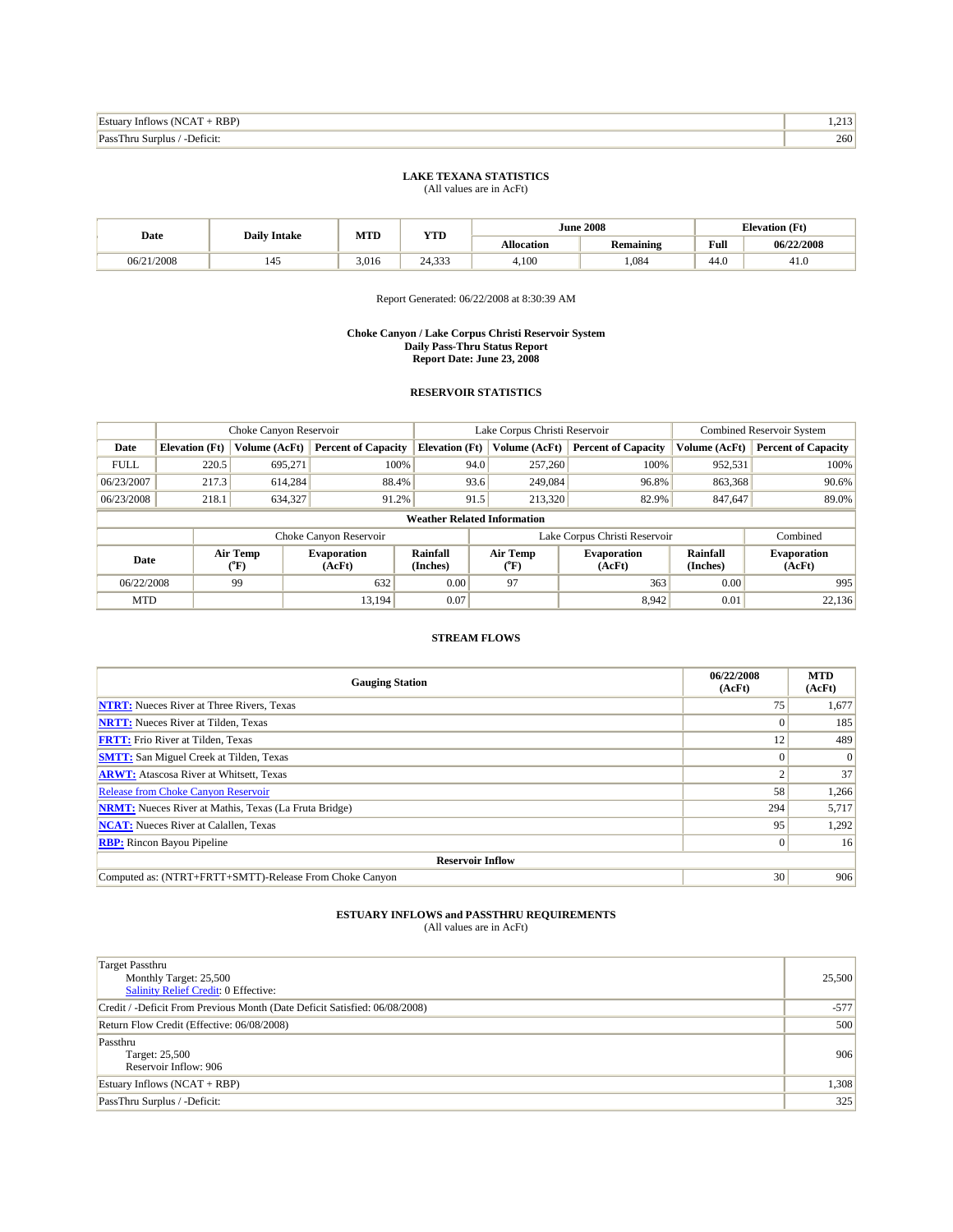| Estuary Inflows (NCAT + RBP) | 1,213 |
|---|---|
| PassThru Surplus / -Deficit: | 260 |

**LAKE TEXANA STATISTICS**
(All values are in AcFt)

| Date | Daily Intake | MTD | YTD | June 2008 | | Elevation (Ft) | |
|---|---|---|---|---|---|---|---|
| | | | | Allocation | Remaining | Full | 06/22/2008 |
| 06/21/2008 | 145 | 3,016 | 24,333 | 4,100 | 1,084 | 44.0 | 41.0 |

Report Generated: 06/22/2008 at 8:30:39 AM

**Choke Canyon / Lake Corpus Christi Reservoir System**
**Daily Pass-Thru Status Report**
**Report Date: June 23, 2008**

**RESERVOIR STATISTICS**

| | Choke Canyon Reservoir | | | Lake Corpus Christi Reservoir | | | Combined Reservoir System | |
|---|---|---|---|---|---|---|---|---|
| Date | Elevation (Ft) | Volume (AcFt) | Percent of Capacity | Elevation (Ft) | Volume (AcFt) | Percent of Capacity | Volume (AcFt) | Percent of Capacity |
| FULL | 220.5 | 695,271 | 100% | 94.0 | 257,260 | 100% | 952,531 | 100% |
| 06/23/2007 | 217.3 | 614,284 | 88.4% | 93.6 | 249,084 | 96.8% | 863,368 | 90.6% |
| 06/23/2008 | 218.1 | 634,327 | 91.2% | 91.5 | 213,320 | 82.9% | 847,647 | 89.0% |

**Weather Related Information**

| | Choke Canyon Reservoir | | | Lake Corpus Christi Reservoir | | | Combined |
|---|---|---|---|---|---|---|---|
| Date | Air Temp (°F) | Evaporation (AcFt) | Rainfall (Inches) | Air Temp (°F) | Evaporation (AcFt) | Rainfall (Inches) | Evaporation (AcFt) |
| 06/22/2008 | 99 | 632 | 0.00 | 97 | 363 | 0.00 | 995 |
| MTD | | 13,194 | 0.07 | | 8,942 | 0.01 | 22,136 |

**STREAM FLOWS**

| Gauging Station | 06/22/2008 (AcFt) | MTD (AcFt) |
|---|---|---|
| **NTRT:** Nueces River at Three Rivers, Texas | 75 | 1,677 |
| **NRTT:** Nueces River at Tilden, Texas | 0 | 185 |
| **FRTT:** Frio River at Tilden, Texas | 12 | 489 |
| **SMTT:** San Miguel Creek at Tilden, Texas | 0 | 0 |
| **ARWT:** Atascosa River at Whitsett, Texas | 2 | 37 |
| Release from Choke Canyon Reservoir | 58 | 1,266 |
| **NRMT:** Nueces River at Mathis, Texas (La Fruta Bridge) | 294 | 5,717 |
| **NCAT:** Nueces River at Calallen, Texas | 95 | 1,292 |
| **RBP:** Rincon Bayou Pipeline | 0 | 16 |
| **Reservoir Inflow** | | |
| Computed as: (NTRT+FRTT+SMTT)-Release From Choke Canyon | 30 | 906 |

**ESTUARY INFLOWS and PASSTHRU REQUIREMENTS**
(All values are in AcFt)

| Target Passthru<br>Monthly Target: 25,500<br>Salinity Relief Credit: 0 Effective: | 25,500 |
|---|---|
| Credit / -Deficit From Previous Month (Date Deficit Satisfied: 06/08/2008) | -577 |
| Return Flow Credit (Effective: 06/08/2008) | 500 |
| Passthru<br>Target: 25,500<br>Reservoir Inflow: 906 | 906 |
| Estuary Inflows (NCAT + RBP) | 1,308 |
| PassThru Surplus / -Deficit: | 325 |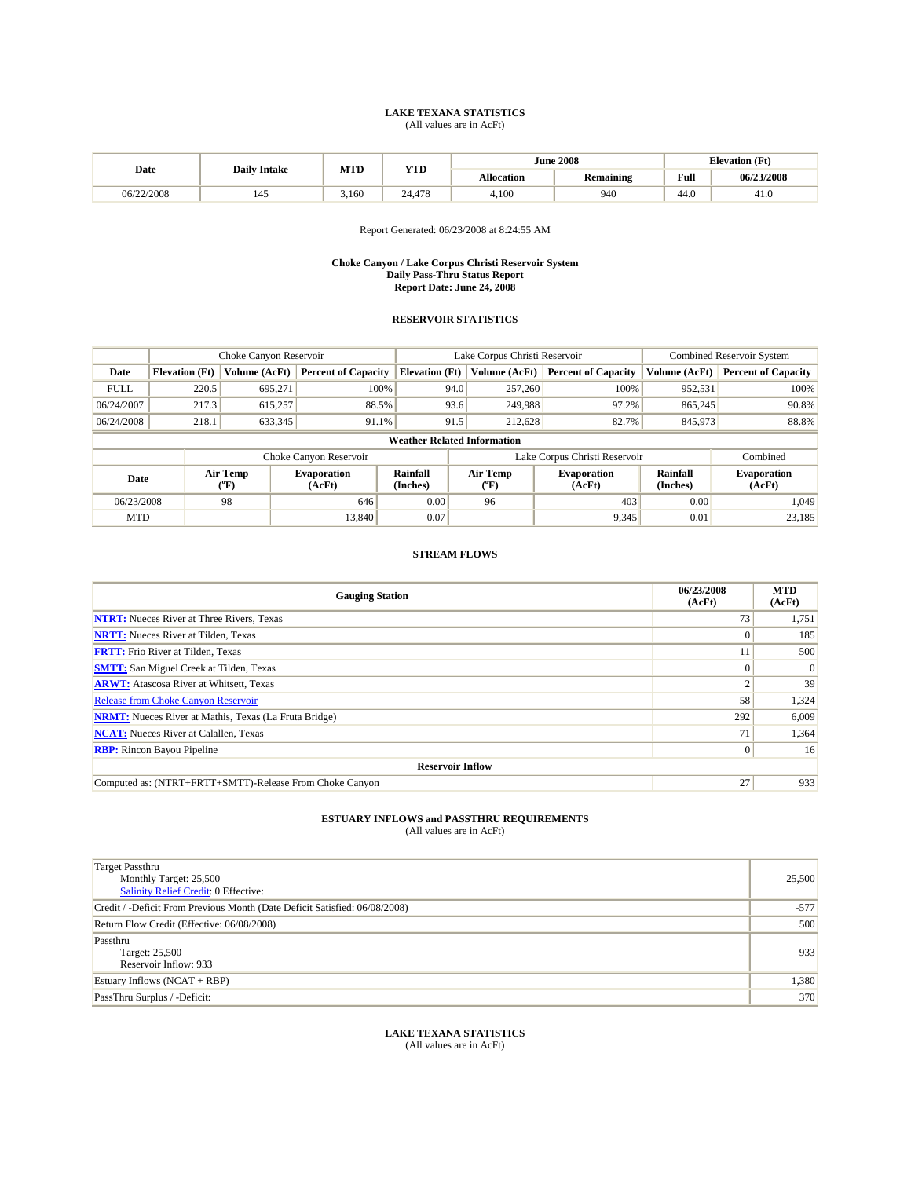**LAKE TEXANA STATISTICS**
(All values are in AcFt)

| Date | Daily Intake | MTD | YTD | June 2008 | | Elevation (Ft) | |
|---|---|---|---|---|---|---|---|
| | | | | Allocation | Remaining | Full | 06/23/2008 |
| 06/22/2008 | 145 | 3,160 | 24,478 | 4,100 | 940 | 44.0 | 41.0 |

Report Generated: 06/23/2008 at 8:24:55 AM

**Choke Canyon / Lake Corpus Christi Reservoir System**
**Daily Pass-Thru Status Report**
**Report Date: June 24, 2008**

**RESERVOIR STATISTICS**

| | Choke Canyon Reservoir | | | Lake Corpus Christi Reservoir | | | Combined Reservoir System | |
|---|---|---|---|---|---|---|---|---|
| Date | Elevation (Ft) | Volume (AcFt) | Percent of Capacity | Elevation (Ft) | Volume (AcFt) | Percent of Capacity | Volume (AcFt) | Percent of Capacity |
| FULL | 220.5 | 695,271 | 100% | 94.0 | 257,260 | 100% | 952,531 | 100% |
| 06/24/2007 | 217.3 | 615,257 | 88.5% | 93.6 | 249,988 | 97.2% | 865,245 | 90.8% |
| 06/24/2008 | 218.1 | 633,345 | 91.1% | 91.5 | 212,628 | 82.7% | 845,973 | 88.8% |

**Weather Related Information**

| | Choke Canyon Reservoir | | | Lake Corpus Christi Reservoir | | | Combined |
|---|---|---|---|---|---|---|---|
| Date | Air Temp (°F) | Evaporation (AcFt) | Rainfall (Inches) | Air Temp (°F) | Evaporation (AcFt) | Rainfall (Inches) | Evaporation (AcFt) |
| 06/23/2008 | 98 | 646 | 0.00 | 96 | 403 | 0.00 | 1,049 |
| MTD | | 13,840 | 0.07 | | 9,345 | 0.01 | 23,185 |

**STREAM FLOWS**

| Gauging Station | 06/23/2008 (AcFt) | MTD (AcFt) |
|---|---|---|
| **NTRT:** Nueces River at Three Rivers, Texas | 73 | 1,751 |
| **NRTT:** Nueces River at Tilden, Texas | 0 | 185 |
| **FRTT:** Frio River at Tilden, Texas | 11 | 500 |
| **SMTT:** San Miguel Creek at Tilden, Texas | 0 | 0 |
| **ARWT:** Atascosa River at Whitsett, Texas | 2 | 39 |
| Release from Choke Canyon Reservoir | 58 | 1,324 |
| **NRMT:** Nueces River at Mathis, Texas (La Fruta Bridge) | 292 | 6,009 |
| **NCAT:** Nueces River at Calallen, Texas | 71 | 1,364 |
| **RBP:** Rincon Bayou Pipeline | 0 | 16 |
| **Reservoir Inflow** | | |
| Computed as: (NTRT+FRTT+SMTT)-Release From Choke Canyon | 27 | 933 |

**ESTUARY INFLOWS and PASSTHRU REQUIREMENTS**
(All values are in AcFt)

| | |
|---|---|
| Target Passthru<br>Monthly Target: 25,500<br>Salinity Relief Credit: 0 Effective: | 25,500 |
| Credit / -Deficit From Previous Month (Date Deficit Satisfied: 06/08/2008) | -577 |
| Return Flow Credit (Effective: 06/08/2008) | 500 |
| Passthru<br>Target: 25,500<br>Reservoir Inflow: 933 | 933 |
| Estuary Inflows (NCAT + RBP) | 1,380 |
| PassThru Surplus / -Deficit: | 370 |

**LAKE TEXANA STATISTICS**
(All values are in AcFt)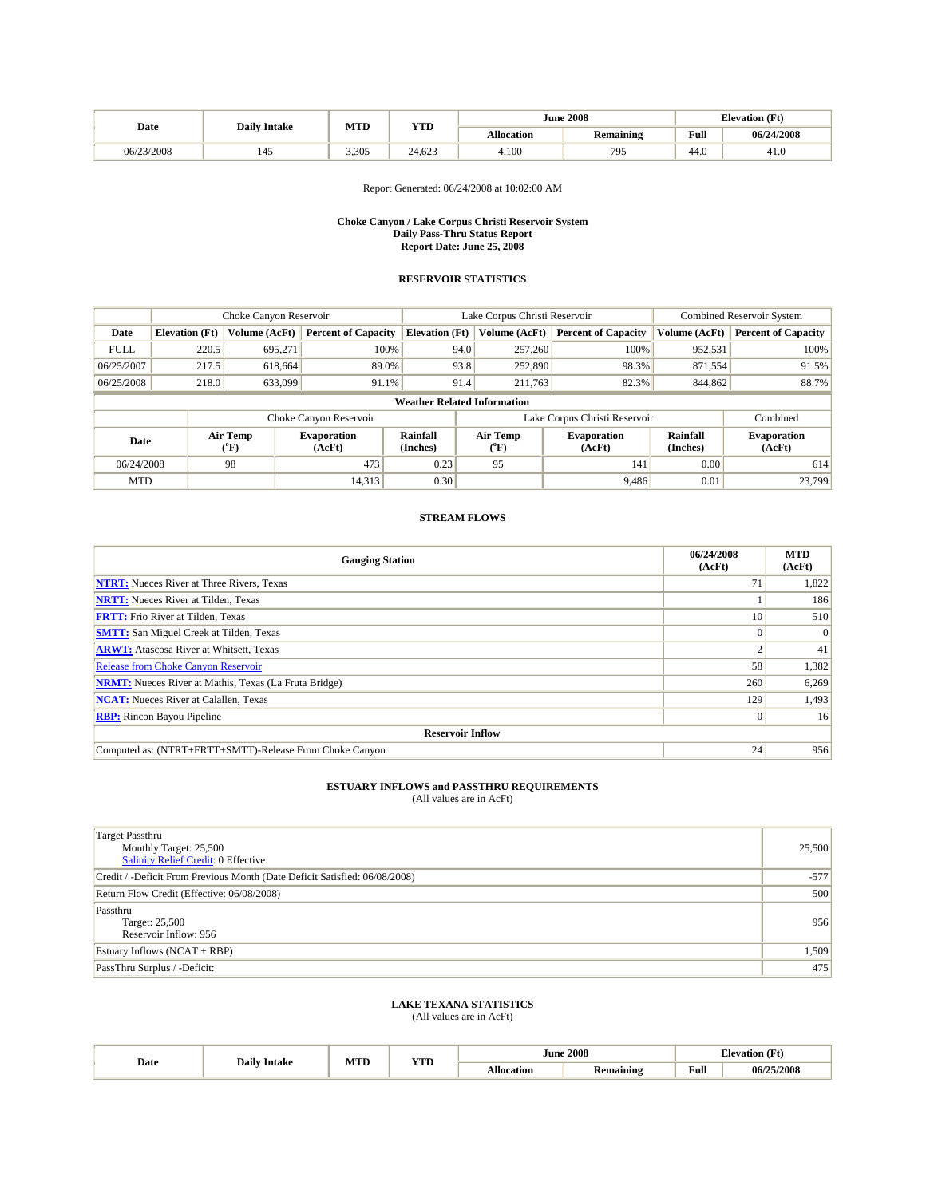| Date | Daily Intake | MTD | YTD | June 2008 | | Elevation (Ft) | |
|---|---|---|---|---|---|---|---|
| | | | | Allocation | Remaining | Full | 06/24/2008 |
| 06/23/2008 | 145 | 3,305 | 24,623 | 4,100 | 795 | 44.0 | 41.0 |

Report Generated: 06/24/2008 at 10:02:00 AM

**Choke Canyon / Lake Corpus Christi Reservoir System**
**Daily Pass-Thru Status Report**
**Report Date: June 25, 2008**

## RESERVOIR STATISTICS

| | Choke Canyon Reservoir | | | Lake Corpus Christi Reservoir | | | Combined Reservoir System | |
|---|---|---|---|---|---|---|---|---|
| Date | Elevation (Ft) | Volume (AcFt) | Percent of Capacity | Elevation (Ft) | Volume (AcFt) | Percent of Capacity | Volume (AcFt) | Percent of Capacity |
| FULL | 220.5 | 695,271 | 100% | 94.0 | 257,260 | 100% | 952,531 | 100% |
| 06/25/2007 | 217.5 | 618,664 | 89.0% | 93.8 | 252,890 | 98.3% | 871,554 | 91.5% |
| 06/25/2008 | 218.0 | 633,099 | 91.1% | 91.4 | 211,763 | 82.3% | 844,862 | 88.7% |

**Weather Related Information**

| | Choke Canyon Reservoir | | | Lake Corpus Christi Reservoir | | | Combined |
|---|---|---|---|---|---|---|---|
| Date | Air Temp (°F) | Evaporation (AcFt) | Rainfall (Inches) | Air Temp (°F) | Evaporation (AcFt) | Rainfall (Inches) | Evaporation (AcFt) |
| 06/24/2008 | 98 | 473 | 0.23 | 95 | 141 | 0.00 | 614 |
| MTD | | 14,313 | 0.30 | | 9,486 | 0.01 | 23,799 |

## STREAM FLOWS

| Gauging Station | 06/24/2008 (AcFt) | MTD (AcFt) |
|---|---|---|
| NTRT: Nueces River at Three Rivers, Texas | 71 | 1,822 |
| NRTT: Nueces River at Tilden, Texas | 1 | 186 |
| FRTT: Frio River at Tilden, Texas | 10 | 510 |
| SMTT: San Miguel Creek at Tilden, Texas | 0 | 0 |
| ARWT: Atascosa River at Whitsett, Texas | 2 | 41 |
| Release from Choke Canyon Reservoir | 58 | 1,382 |
| NRMT: Nueces River at Mathis, Texas (La Fruta Bridge) | 260 | 6,269 |
| NCAT: Nueces River at Calallen, Texas | 129 | 1,493 |
| RBP: Rincon Bayou Pipeline | 0 | 16 |
| **Reservoir Inflow** | | |
| Computed as: (NTRT+FRTT+SMTT)-Release From Choke Canyon | 24 | 956 |

## ESTUARY INFLOWS and PASSTHRU REQUIREMENTS

(All values are in AcFt)

| | |
|---|---|
| Target Passthru<br>Monthly Target: 25,500<br>Salinity Relief Credit: 0 Effective: | 25,500 |
| Credit / -Deficit From Previous Month (Date Deficit Satisfied: 06/08/2008) | -577 |
| Return Flow Credit (Effective: 06/08/2008) | 500 |
| Passthru<br>Target: 25,500<br>Reservoir Inflow: 956 | 956 |
| Estuary Inflows (NCAT + RBP) | 1,509 |
| PassThru Surplus / -Deficit: | 475 |

## LAKE TEXANA STATISTICS

(All values are in AcFt)

| Date | Daily Intake | MTD | YTD | June 2008 | | Elevation (Ft) | |
|---|---|---|---|---|---|---|---|
| | | | | Allocation | Remaining | Full | 06/25/2008 |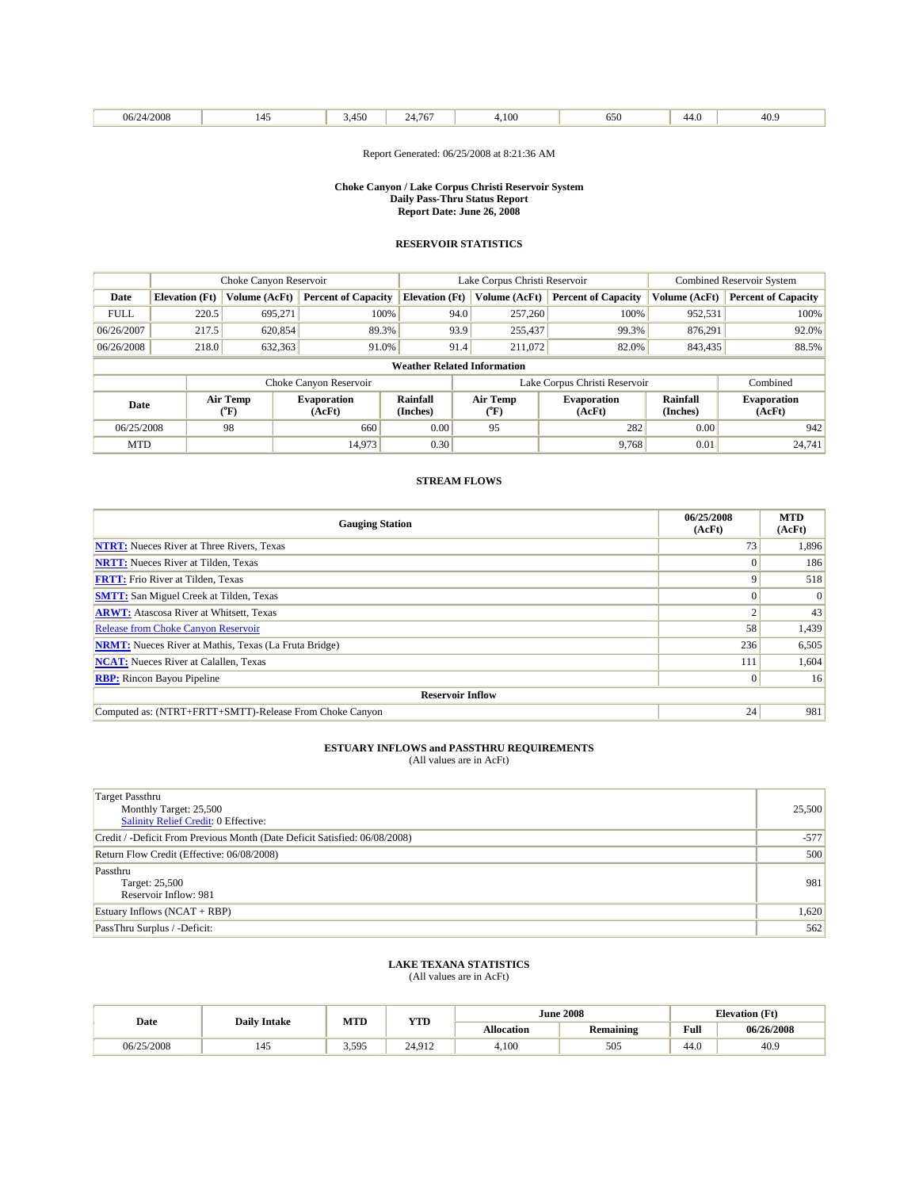| 06/24/2008 | 145 | 3,450 | 24,767 | 4,100 | 650 | 44.0 | 40.9 |
|---|---|---|---|---|---|---|---|

Report Generated: 06/25/2008 at 8:21:36 AM

**Choke Canyon / Lake Corpus Christi Reservoir System**
**Daily Pass-Thru Status Report**
**Report Date: June 26, 2008**

### RESERVOIR STATISTICS

| | Choke Canyon Reservoir | | | Lake Corpus Christi Reservoir | | | Combined Reservoir System | |
|---|---|---|---|---|---|---|---|---|
| **Date** | **Elevation (Ft)** | **Volume (AcFt)** | **Percent of Capacity** | **Elevation (Ft)** | **Volume (AcFt)** | **Percent of Capacity** | **Volume (AcFt)** | **Percent of Capacity** |
| FULL | 220.5 | 695,271 | 100% | 94.0 | 257,260 | 100% | 952,531 | 100% |
| 06/26/2007 | 217.5 | 620,854 | 89.3% | 93.9 | 255,437 | 99.3% | 876,291 | 92.0% |
| 06/26/2008 | 218.0 | 632,363 | 91.0% | 91.4 | 211,072 | 82.0% | 843,435 | 88.5% |

**Weather Related Information**

| | Choke Canyon Reservoir | | | Lake Corpus Christi Reservoir | | | Combined |
|---|---|---|---|---|---|---|---|
| **Date** | **Air Temp (°F)** | **Evaporation (AcFt)** | **Rainfall (Inches)** | **Air Temp (°F)** | **Evaporation (AcFt)** | **Rainfall (Inches)** | **Evaporation (AcFt)** |
| 06/25/2008 | 98 | 660 | 0.00 | 95 | 282 | 0.00 | 942 |
| MTD | | 14,973 | 0.30 | | 9,768 | 0.01 | 24,741 |

### STREAM FLOWS

| Gauging Station | 06/25/2008 (AcFt) | MTD (AcFt) |
|---|---|---|
| **NTRT:** Nueces River at Three Rivers, Texas | 73 | 1,896 |
| **NRTT:** Nueces River at Tilden, Texas | 0 | 186 |
| **FRTT:** Frio River at Tilden, Texas | 9 | 518 |
| **SMTT:** San Miguel Creek at Tilden, Texas | 0 | 0 |
| **ARWT:** Atascosa River at Whitsett, Texas | 2 | 43 |
| Release from Choke Canyon Reservoir | 58 | 1,439 |
| **NRMT:** Nueces River at Mathis, Texas (La Fruta Bridge) | 236 | 6,505 |
| **NCAT:** Nueces River at Calallen, Texas | 111 | 1,604 |
| **RBP:** Rincon Bayou Pipeline | 0 | 16 |
| **Reservoir Inflow** | | |
| Computed as: (NTRT+FRTT+SMTT)-Release From Choke Canyon | 24 | 981 |

### ESTUARY INFLOWS and PASSTHRU REQUIREMENTS
(All values are in AcFt)

| | |
|---|---|
| Target Passthru<br>Monthly Target: 25,500<br>Salinity Relief Credit: 0 Effective: | 25,500 |
| Credit / -Deficit From Previous Month (Date Deficit Satisfied: 06/08/2008) | -577 |
| Return Flow Credit (Effective: 06/08/2008) | 500 |
| Passthru<br>Target: 25,500<br>Reservoir Inflow: 981 | 981 |
| Estuary Inflows (NCAT + RBP) | 1,620 |
| PassThru Surplus / -Deficit: | 562 |

### LAKE TEXANA STATISTICS
(All values are in AcFt)

| Date | Daily Intake | MTD | YTD | June 2008 | | Elevation (Ft) | |
|---|---|---|---|---|---|---|---|
| | | | | **Allocation** | **Remaining** | **Full** | **06/26/2008** |
| 06/25/2008 | 145 | 3,595 | 24,912 | 4,100 | 505 | 44.0 | 40.9 |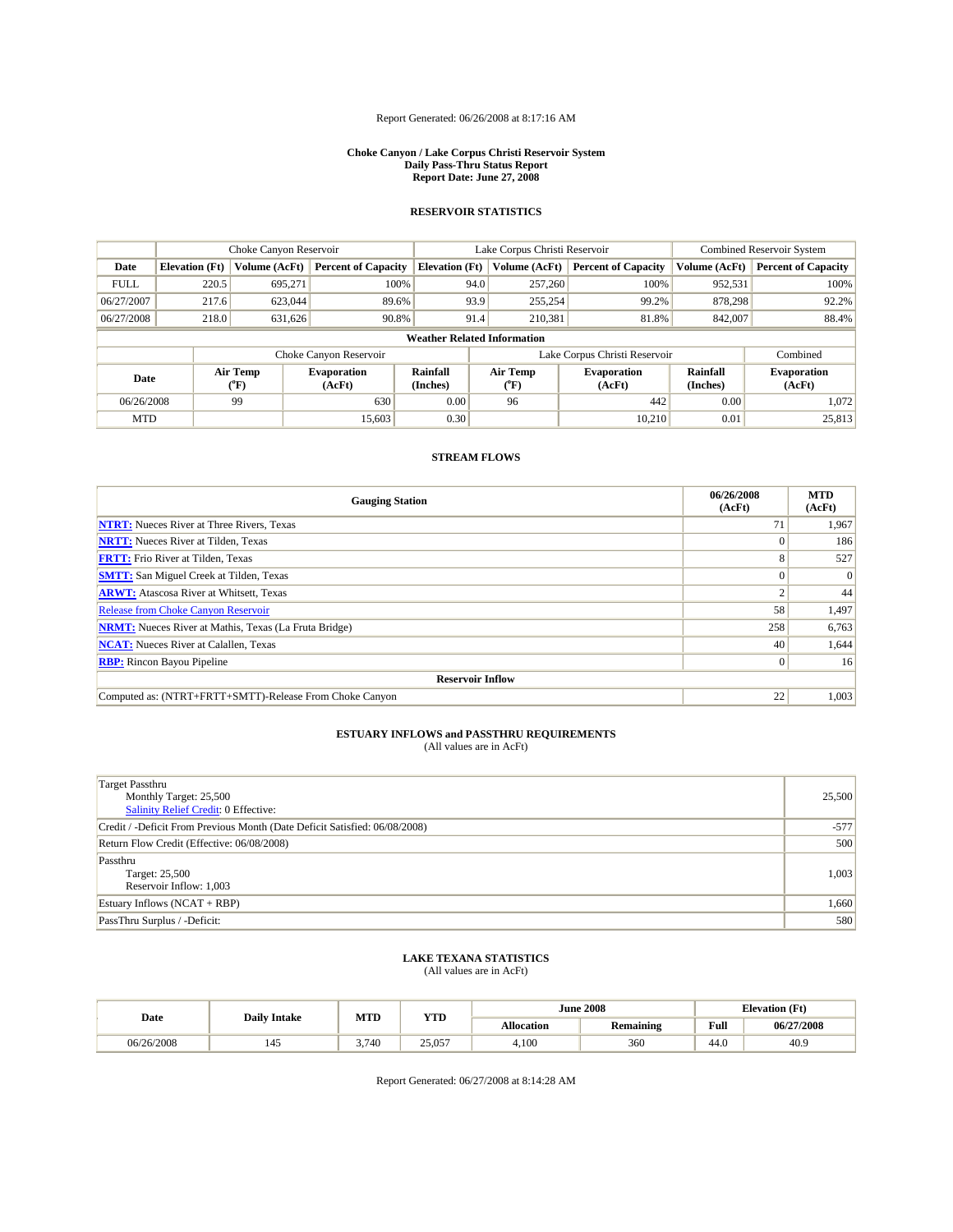Report Generated: 06/26/2008 at 8:17:16 AM

**Choke Canyon / Lake Corpus Christi Reservoir System**
**Daily Pass-Thru Status Report**
**Report Date: June 27, 2008**

## RESERVOIR STATISTICS

| | Choke Canyon Reservoir | | | Lake Corpus Christi Reservoir | | | Combined Reservoir System | |
|---|---|---|---|---|---|---|---|---|
| Date | Elevation (Ft) | Volume (AcFt) | Percent of Capacity | Elevation (Ft) | Volume (AcFt) | Percent of Capacity | Volume (AcFt) | Percent of Capacity |
| FULL | 220.5 | 695,271 | 100% | 94.0 | 257,260 | 100% | 952,531 | 100% |
| 06/27/2007 | 217.6 | 623,044 | 89.6% | 93.9 | 255,254 | 99.2% | 878,298 | 92.2% |
| 06/27/2008 | 218.0 | 631,626 | 90.8% | 91.4 | 210,381 | 81.8% | 842,007 | 88.4% |

**Weather Related Information**

| | Choke Canyon Reservoir | | | Lake Corpus Christi Reservoir | | | Combined |
|---|---|---|---|---|---|---|---|
| Date | Air Temp (°F) | Evaporation (AcFt) | Rainfall (Inches) | Air Temp (°F) | Evaporation (AcFt) | Rainfall (Inches) | Evaporation (AcFt) |
| 06/26/2008 | 99 | 630 | 0.00 | 96 | 442 | 0.00 | 1,072 |
| MTD | | 15,603 | 0.30 | | 10,210 | 0.01 | 25,813 |

## STREAM FLOWS

| Gauging Station | 06/26/2008 (AcFt) | MTD (AcFt) |
|---|---|---|
| NTRT: Nueces River at Three Rivers, Texas | 71 | 1,967 |
| NRTT: Nueces River at Tilden, Texas | 0 | 186 |
| FRTT: Frio River at Tilden, Texas | 8 | 527 |
| SMTT: San Miguel Creek at Tilden, Texas | 0 | 0 |
| ARWT: Atascosa River at Whitsett, Texas | 2 | 44 |
| Release from Choke Canyon Reservoir | 58 | 1,497 |
| NRMT: Nueces River at Mathis, Texas (La Fruta Bridge) | 258 | 6,763 |
| NCAT: Nueces River at Calallen, Texas | 40 | 1,644 |
| RBP: Rincon Bayou Pipeline | 0 | 16 |
| **Reservoir Inflow** | | |
| Computed as: (NTRT+FRTT+SMTT)-Release From Choke Canyon | 22 | 1,003 |

## ESTUARY INFLOWS and PASSTHRU REQUIREMENTS

(All values are in AcFt)

| | |
|---|---|
| Target Passthru<br>Monthly Target: 25,500<br>Salinity Relief Credit: 0 Effective: | 25,500 |
| Credit / -Deficit From Previous Month (Date Deficit Satisfied: 06/08/2008) | -577 |
| Return Flow Credit (Effective: 06/08/2008) | 500 |
| Passthru<br>Target: 25,500<br>Reservoir Inflow: 1,003 | 1,003 |
| Estuary Inflows (NCAT + RBP) | 1,660 |
| PassThru Surplus / -Deficit: | 580 |

## LAKE TEXANA STATISTICS

(All values are in AcFt)

| Date | Daily Intake | MTD | YTD | June 2008 | | Elevation (Ft) | |
|---|---|---|---|---|---|---|---|
| | | | | Allocation | Remaining | Full | 06/27/2008 |
| 06/26/2008 | 145 | 3,740 | 25,057 | 4,100 | 360 | 44.0 | 40.9 |

Report Generated: 06/27/2008 at 8:14:28 AM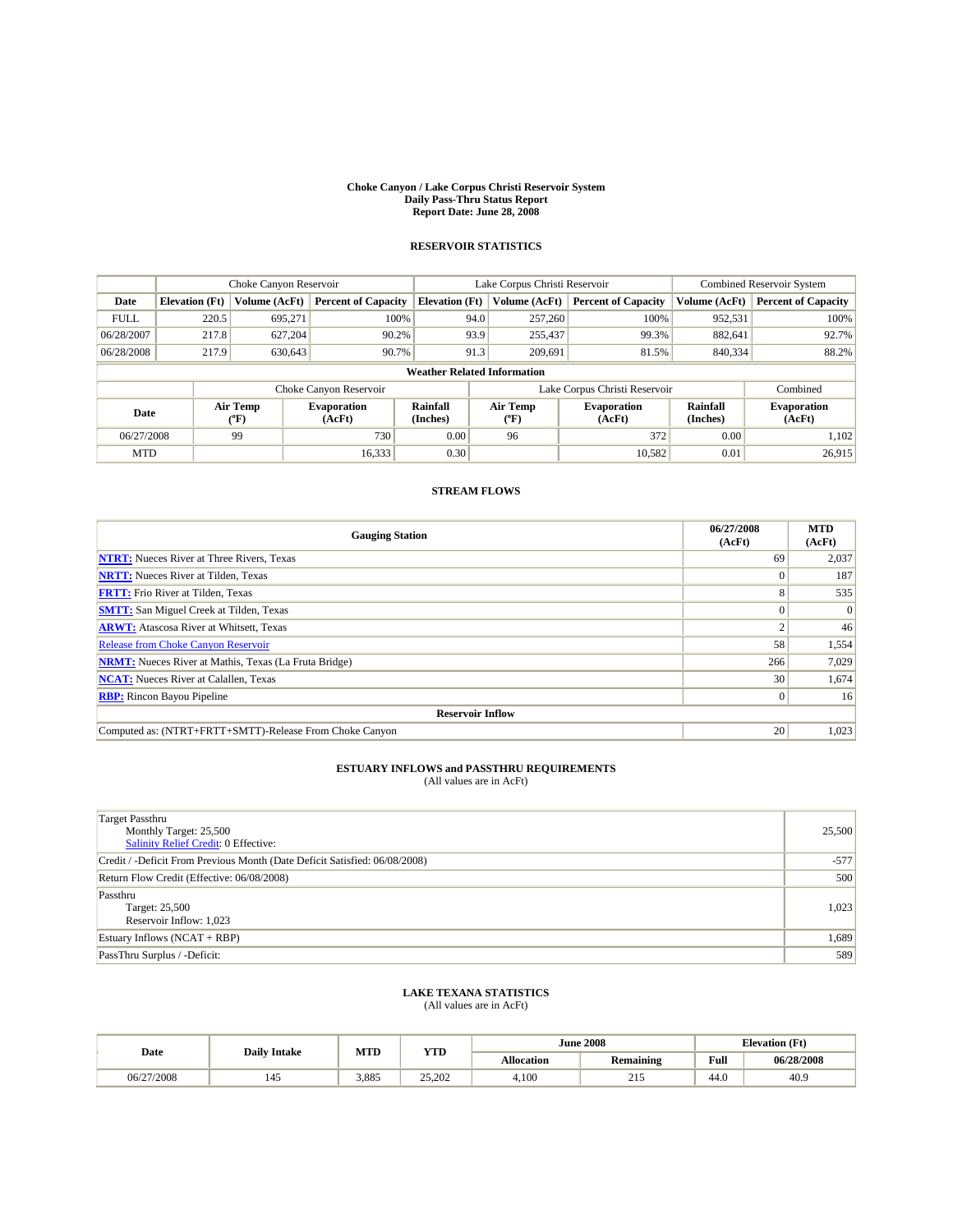**Choke Canyon / Lake Corpus Christi Reservoir System**
**Daily Pass-Thru Status Report**
**Report Date: June 28, 2008**

## RESERVOIR STATISTICS

| | Choke Canyon Reservoir | | | Lake Corpus Christi Reservoir | | | Combined Reservoir System | |
|---|---|---|---|---|---|---|---|---|
| **Date** | **Elevation (Ft)** | **Volume (AcFt)** | **Percent of Capacity** | **Elevation (Ft)** | **Volume (AcFt)** | **Percent of Capacity** | **Volume (AcFt)** | **Percent of Capacity** |
| FULL | 220.5 | 695,271 | 100% | 94.0 | 257,260 | 100% | 952,531 | 100% |
| 06/28/2007 | 217.8 | 627,204 | 90.2% | 93.9 | 255,437 | 99.3% | 882,641 | 92.7% |
| 06/28/2008 | 217.9 | 630,643 | 90.7% | 91.3 | 209,691 | 81.5% | 840,334 | 88.2% |

**Weather Related Information**

| | Choke Canyon Reservoir | | | Lake Corpus Christi Reservoir | | | Combined |
|---|---|---|---|---|---|---|---|
| **Date** | **Air Temp (ºF)** | **Evaporation (AcFt)** | **Rainfall (Inches)** | **Air Temp (ºF)** | **Evaporation (AcFt)** | **Rainfall (Inches)** | **Evaporation (AcFt)** |
| 06/27/2008 | 99 | 730 | 0.00 | 96 | 372 | 0.00 | 1,102 |
| MTD | | 16,333 | 0.30 | | 10,582 | 0.01 | 26,915 |

## STREAM FLOWS

| Gauging Station | 06/27/2008 (AcFt) | MTD (AcFt) |
|---|---|---|
| **NTRT:** Nueces River at Three Rivers, Texas | 69 | 2,037 |
| **NRTT:** Nueces River at Tilden, Texas | 0 | 187 |
| **FRTT:** Frio River at Tilden, Texas | 8 | 535 |
| **SMTT:** San Miguel Creek at Tilden, Texas | 0 | 0 |
| **ARWT:** Atascosa River at Whitsett, Texas | 2 | 46 |
| Release from Choke Canyon Reservoir | 58 | 1,554 |
| **NRMT:** Nueces River at Mathis, Texas (La Fruta Bridge) | 266 | 7,029 |
| **NCAT:** Nueces River at Calallen, Texas | 30 | 1,674 |
| **RBP:** Rincon Bayou Pipeline | 0 | 16 |
| **Reservoir Inflow** | | |
| Computed as: (NTRT+FRTT+SMTT)-Release From Choke Canyon | 20 | 1,023 |

## ESTUARY INFLOWS and PASSTHRU REQUIREMENTS

(All values are in AcFt)

| | |
|---|---|
| Target Passthru<br>Monthly Target: 25,500<br>Salinity Relief Credit: 0 Effective: | 25,500 |
| Credit / -Deficit From Previous Month (Date Deficit Satisfied: 06/08/2008) | -577 |
| Return Flow Credit (Effective: 06/08/2008) | 500 |
| Passthru<br>Target: 25,500<br>Reservoir Inflow: 1,023 | 1,023 |
| Estuary Inflows (NCAT + RBP) | 1,689 |
| PassThru Surplus / -Deficit: | 589 |

## LAKE TEXANA STATISTICS

(All values are in AcFt)

| Date | Daily Intake | MTD | YTD | June 2008 | | Elevation (Ft) | |
|---|---|---|---|---|---|---|---|
| | | | | **Allocation** | **Remaining** | **Full** | **06/28/2008** |
| 06/27/2008 | 145 | 3,885 | 25,202 | 4,100 | 215 | 44.0 | 40.9 |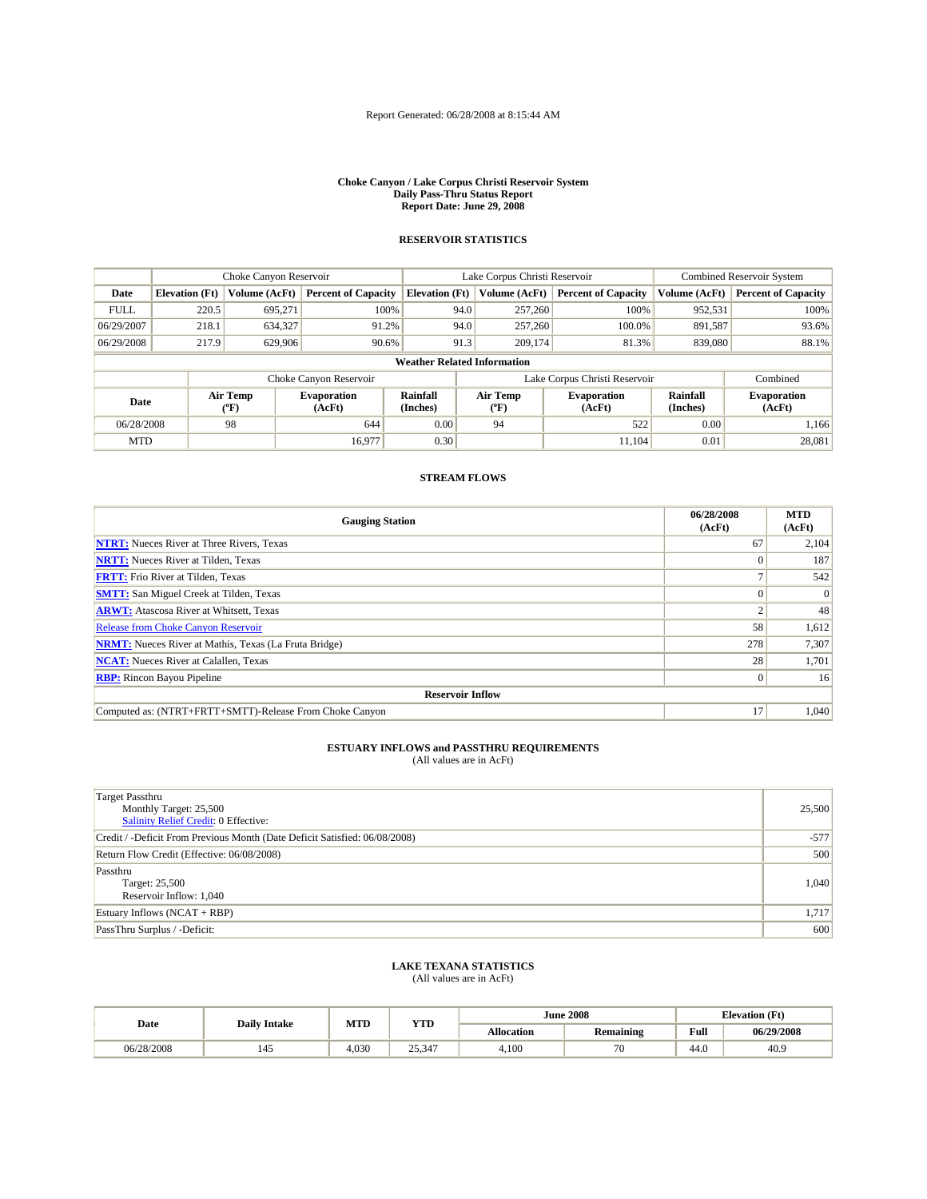Report Generated: 06/28/2008 at 8:15:44 AM

**Choke Canyon / Lake Corpus Christi Reservoir System**
**Daily Pass-Thru Status Report**
**Report Date: June 29, 2008**

## RESERVOIR STATISTICS

| | Choke Canyon Reservoir | | | Lake Corpus Christi Reservoir | | | Combined Reservoir System | |
|---|---|---|---|---|---|---|---|---|
| **Date** | **Elevation (Ft)** | **Volume (AcFt)** | **Percent of Capacity** | **Elevation (Ft)** | **Volume (AcFt)** | **Percent of Capacity** | **Volume (AcFt)** | **Percent of Capacity** |
| FULL | 220.5 | 695,271 | 100% | 94.0 | 257,260 | 100% | 952,531 | 100% |
| 06/29/2007 | 218.1 | 634,327 | 91.2% | 94.0 | 257,260 | 100.0% | 891,587 | 93.6% |
| 06/29/2008 | 217.9 | 629,906 | 90.6% | 91.3 | 209,174 | 81.3% | 839,080 | 88.1% |

**Weather Related Information**

| | Choke Canyon Reservoir | | | Lake Corpus Christi Reservoir | | | Combined |
|---|---|---|---|---|---|---|---|
| **Date** | **Air Temp (°F)** | **Evaporation (AcFt)** | **Rainfall (Inches)** | **Air Temp (°F)** | **Evaporation (AcFt)** | **Rainfall (Inches)** | **Evaporation (AcFt)** |
| 06/28/2008 | 98 | 644 | 0.00 | 94 | 522 | 0.00 | 1,166 |
| MTD | | 16,977 | 0.30 | | 11,104 | 0.01 | 28,081 |

## STREAM FLOWS

| Gauging Station | 06/28/2008 (AcFt) | MTD (AcFt) |
|---|---|---|
| **NTRT:** Nueces River at Three Rivers, Texas | 67 | 2,104 |
| **NRTT:** Nueces River at Tilden, Texas | 0 | 187 |
| **FRTT:** Frio River at Tilden, Texas | 7 | 542 |
| **SMTT:** San Miguel Creek at Tilden, Texas | 0 | 0 |
| **ARWT:** Atascosa River at Whitsett, Texas | 2 | 48 |
| Release from Choke Canyon Reservoir | 58 | 1,612 |
| **NRMT:** Nueces River at Mathis, Texas (La Fruta Bridge) | 278 | 7,307 |
| **NCAT:** Nueces River at Calallen, Texas | 28 | 1,701 |
| **RBP:** Rincon Bayou Pipeline | 0 | 16 |
| **Reservoir Inflow** | | |
| Computed as: (NTRT+FRTT+SMTT)-Release From Choke Canyon | 17 | 1,040 |

## ESTUARY INFLOWS and PASSTHRU REQUIREMENTS
(All values are in AcFt)

| | |
|---|---|
| Target Passthru<br>Monthly Target: 25,500<br>Salinity Relief Credit: 0 Effective: | 25,500 |
| Credit / -Deficit From Previous Month (Date Deficit Satisfied: 06/08/2008) | -577 |
| Return Flow Credit (Effective: 06/08/2008) | 500 |
| Passthru<br>Target: 25,500<br>Reservoir Inflow: 1,040 | 1,040 |
| Estuary Inflows (NCAT + RBP) | 1,717 |
| PassThru Surplus / -Deficit: | 600 |

## LAKE TEXANA STATISTICS
(All values are in AcFt)

| Date | Daily Intake | MTD | YTD | June 2008 | | Elevation (Ft) | |
|---|---|---|---|---|---|---|---|
| | | | | **Allocation** | **Remaining** | **Full** | **06/29/2008** |
| 06/28/2008 | 145 | 4,030 | 25,347 | 4,100 | 70 | 44.0 | 40.9 |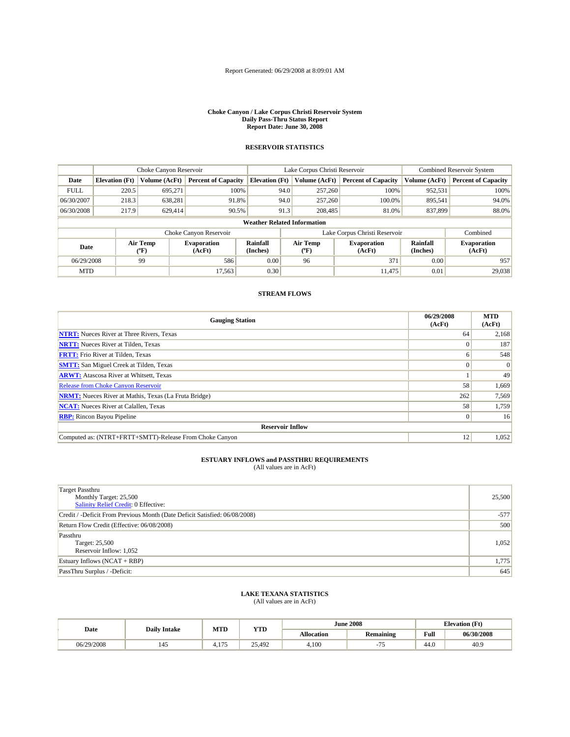Report Generated: 06/29/2008 at 8:09:01 AM

**Choke Canyon / Lake Corpus Christi Reservoir System**
**Daily Pass-Thru Status Report**
**Report Date: June 30, 2008**

## RESERVOIR STATISTICS

| | Choke Canyon Reservoir | | | Lake Corpus Christi Reservoir | | | Combined Reservoir System | |
|---|---|---|---|---|---|---|---|---|
| Date | Elevation (Ft) | Volume (AcFt) | Percent of Capacity | Elevation (Ft) | Volume (AcFt) | Percent of Capacity | Volume (AcFt) | Percent of Capacity |
| FULL | 220.5 | 695,271 | 100% | 94.0 | 257,260 | 100% | 952,531 | 100% |
| 06/30/2007 | 218.3 | 638,281 | 91.8% | 94.0 | 257,260 | 100.0% | 895,541 | 94.0% |
| 06/30/2008 | 217.9 | 629,414 | 90.5% | 91.3 | 208,485 | 81.0% | 837,899 | 88.0% |

**Weather Related Information**

| | Choke Canyon Reservoir | | | Lake Corpus Christi Reservoir | | | Combined |
|---|---|---|---|---|---|---|---|
| Date | Air Temp (°F) | Evaporation (AcFt) | Rainfall (Inches) | Air Temp (°F) | Evaporation (AcFt) | Rainfall (Inches) | Evaporation (AcFt) |
| 06/29/2008 | 99 | 586 | 0.00 | 96 | 371 | 0.00 | 957 |
| MTD | | 17,563 | 0.30 | | 11,475 | 0.01 | 29,038 |

## STREAM FLOWS

| Gauging Station | 06/29/2008 (AcFt) | MTD (AcFt) |
|---|---|---|
| **NTRT:** Nueces River at Three Rivers, Texas | 64 | 2,168 |
| **NRTT:** Nueces River at Tilden, Texas | 0 | 187 |
| **FRTT:** Frio River at Tilden, Texas | 6 | 548 |
| **SMTT:** San Miguel Creek at Tilden, Texas | 0 | 0 |
| **ARWT:** Atascosa River at Whitsett, Texas | 1 | 49 |
| Release from Choke Canyon Reservoir | 58 | 1,669 |
| **NRMT:** Nueces River at Mathis, Texas (La Fruta Bridge) | 262 | 7,569 |
| **NCAT:** Nueces River at Calallen, Texas | 58 | 1,759 |
| **RBP:** Rincon Bayou Pipeline | 0 | 16 |
| **Reservoir Inflow** | | |
| Computed as: (NTRT+FRTT+SMTT)-Release From Choke Canyon | 12 | 1,052 |

## ESTUARY INFLOWS and PASSTHRU REQUIREMENTS

(All values are in AcFt)

| | |
|---|---|
| Target Passthru<br>Monthly Target: 25,500<br>Salinity Relief Credit: 0 Effective: | 25,500 |
| Credit / -Deficit From Previous Month (Date Deficit Satisfied: 06/08/2008) | -577 |
| Return Flow Credit (Effective: 06/08/2008) | 500 |
| Passthru<br>Target: 25,500<br>Reservoir Inflow: 1,052 | 1,052 |
| Estuary Inflows (NCAT + RBP) | 1,775 |
| PassThru Surplus / -Deficit: | 645 |

## LAKE TEXANA STATISTICS

(All values are in AcFt)

| Date | Daily Intake | MTD | YTD | June 2008 | | Elevation (Ft) | |
|---|---|---|---|---|---|---|---|
| | | | | Allocation | Remaining | Full | 06/30/2008 |
| 06/29/2008 | 145 | 4,175 | 25,492 | 4,100 | -75 | 44.0 | 40.9 |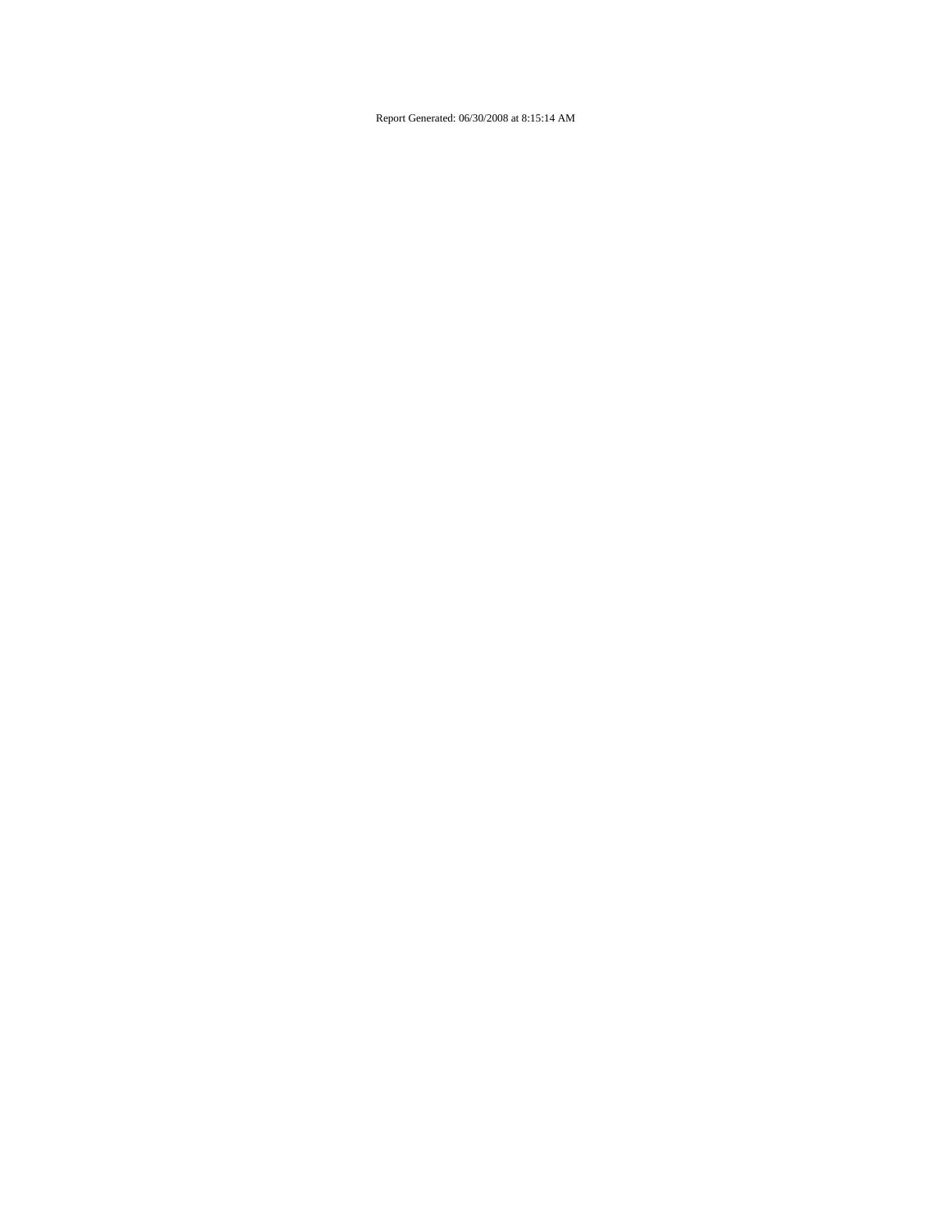Report Generated: 06/30/2008 at 8:15:14 AM